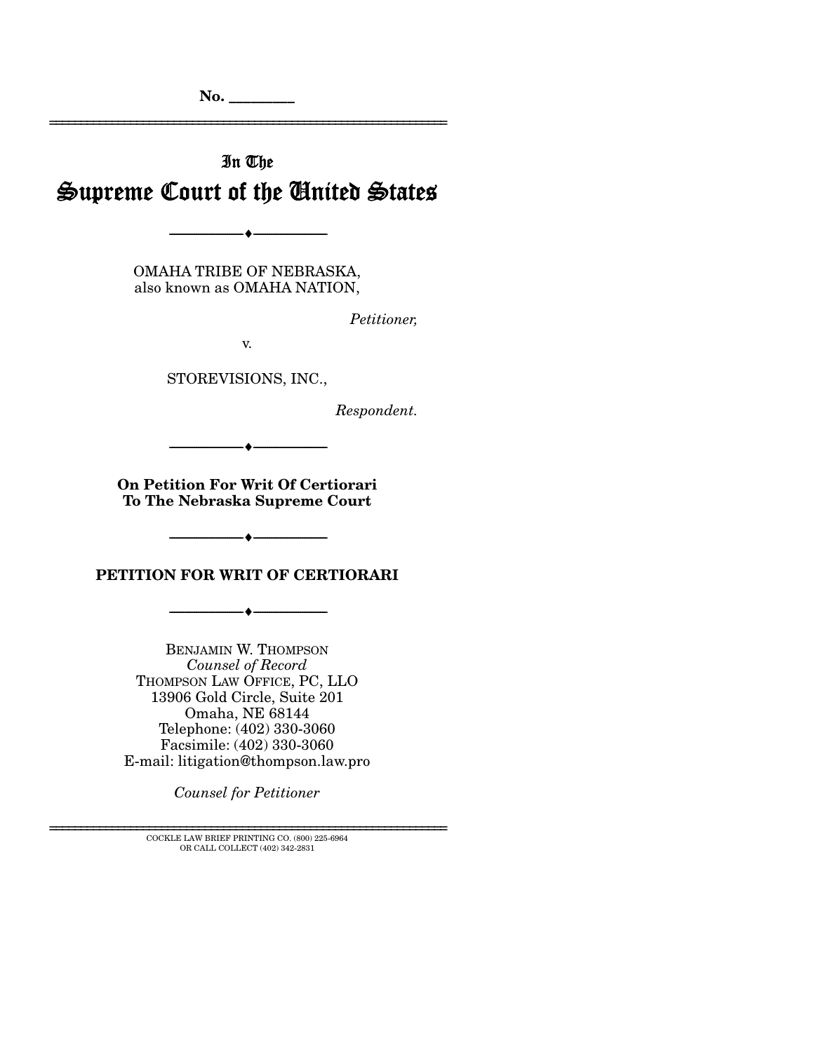No. ________

---

In The

# Supreme Court of the United States

---

OMAHA TRIBE OF NEBRASKA,
also known as OMAHA NATION,

*Petitioner,*

v.

STOREVISIONS, INC.,

*Respondent.*

---

**On Petition For Writ Of Certiorari To The Nebraska Supreme Court**

---

**PETITION FOR WRIT OF CERTIORARI**

---

BENJAMIN W. THOMPSON
*Counsel of Record*
THOMPSON LAW OFFICE, PC, LLO
13906 Gold Circle, Suite 201
Omaha, NE 68144
Telephone: (402) 330-3060
Facsimile: (402) 330-3060
E-mail: litigation@thompson.law.pro

*Counsel for Petitioner*

---

COCKLE LAW BRIEF PRINTING CO. (800) 225-6964
OR CALL COLLECT (402) 342-2831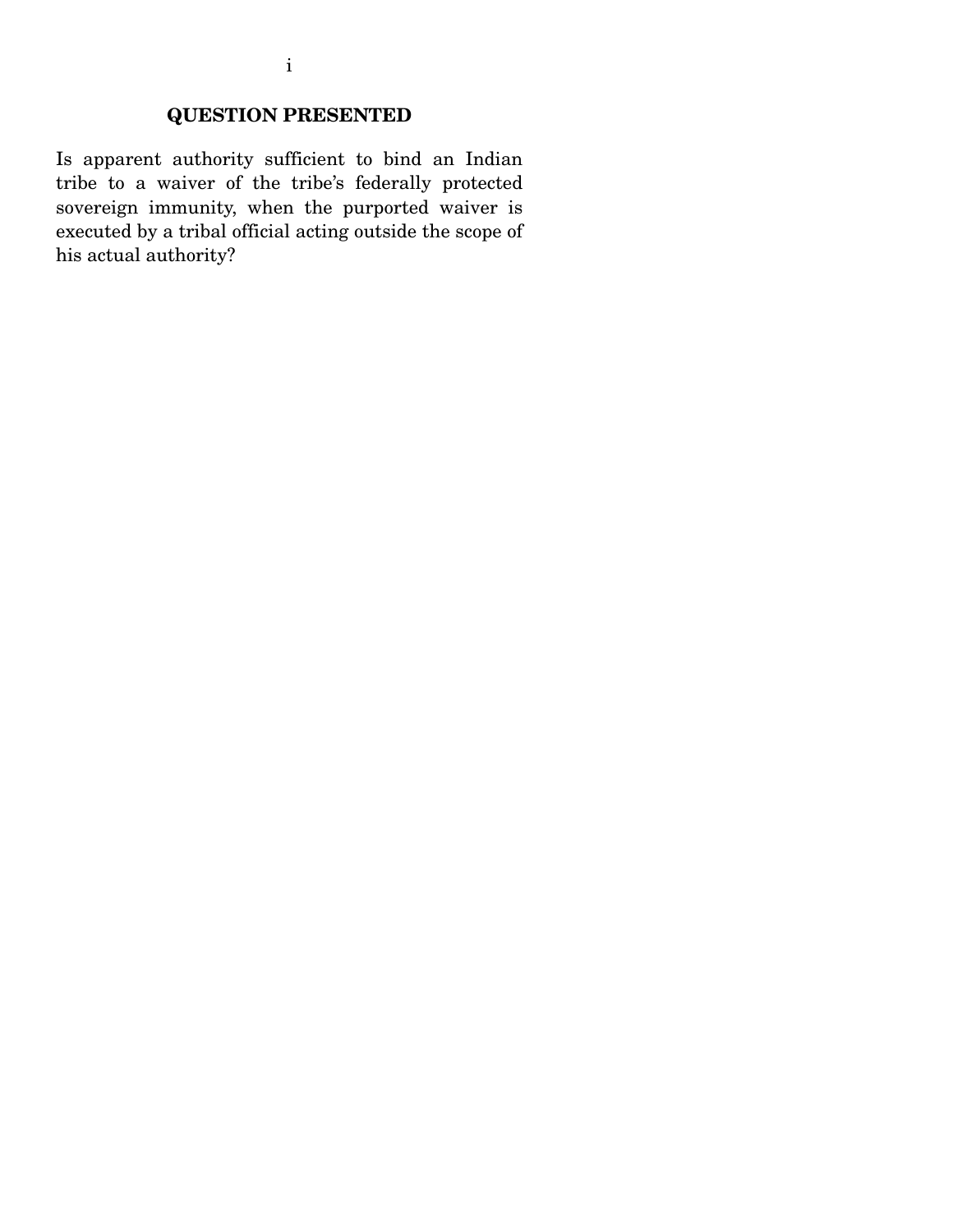## QUESTION PRESENTED

Is apparent authority sufficient to bind an Indian tribe to a waiver of the tribe's federally protected sovereign immunity, when the purported waiver is executed by a tribal official acting outside the scope of his actual authority?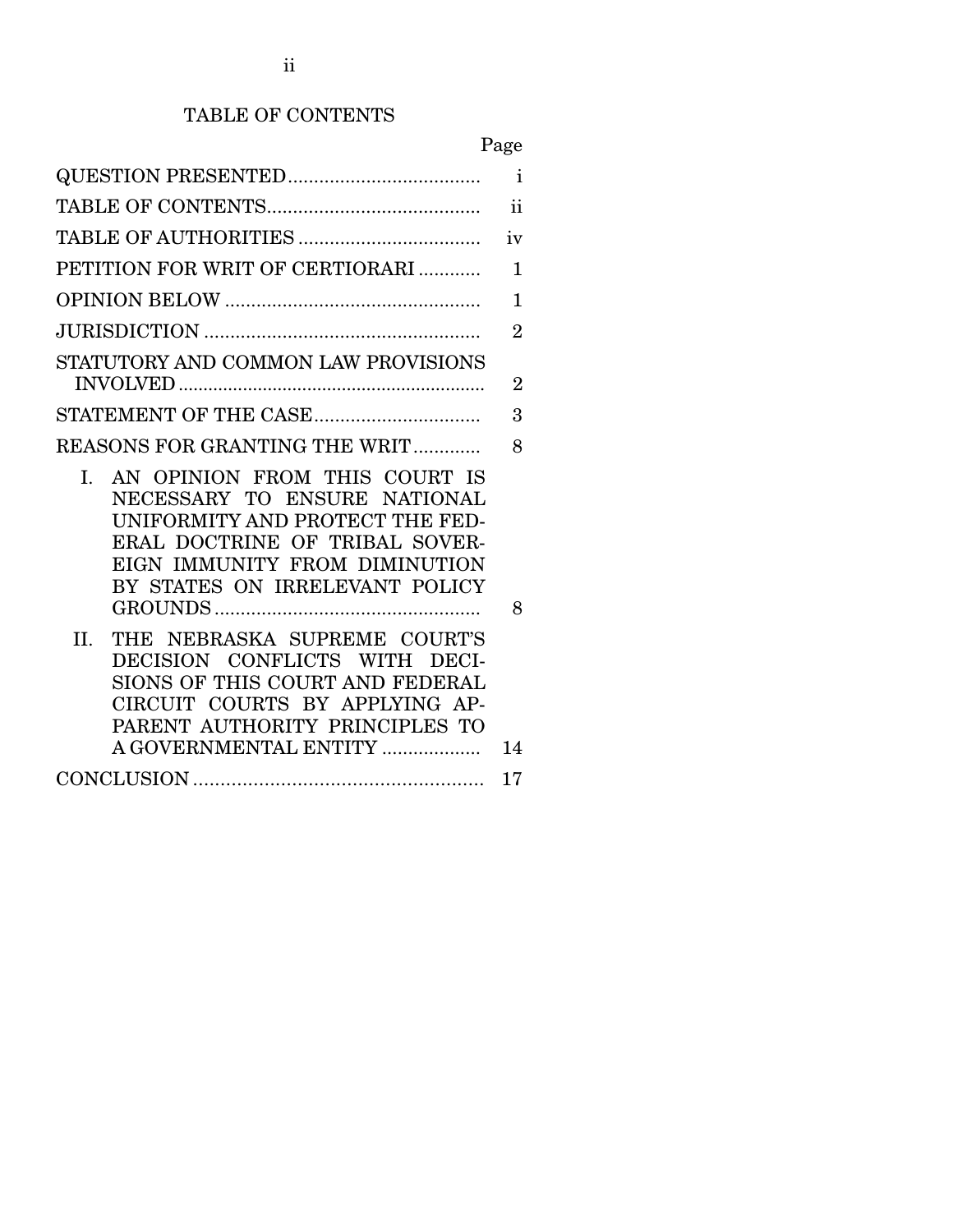# TABLE OF CONTENTS

| | Page |
|---|---|
| QUESTION PRESENTED | i |
| TABLE OF CONTENTS | ii |
| TABLE OF AUTHORITIES | iv |
| PETITION FOR WRIT OF CERTIORARI | 1 |
| OPINION BELOW | 1 |
| JURISDICTION | 2 |
| STATUTORY AND COMMON LAW PROVISIONS INVOLVED | 2 |
| STATEMENT OF THE CASE | 3 |
| REASONS FOR GRANTING THE WRIT | 8 |
| I. AN OPINION FROM THIS COURT IS NECESSARY TO ENSURE NATIONAL UNIFORMITY AND PROTECT THE FEDERAL DOCTRINE OF TRIBAL SOVEREIGN IMMUNITY FROM DIMINUTION BY STATES ON IRRELEVANT POLICY GROUNDS | 8 |
| II. THE NEBRASKA SUPREME COURT'S DECISION CONFLICTS WITH DECISIONS OF THIS COURT AND FEDERAL CIRCUIT COURTS BY APPLYING APPARENT AUTHORITY PRINCIPLES TO A GOVERNMENTAL ENTITY | 14 |
| CONCLUSION | 17 |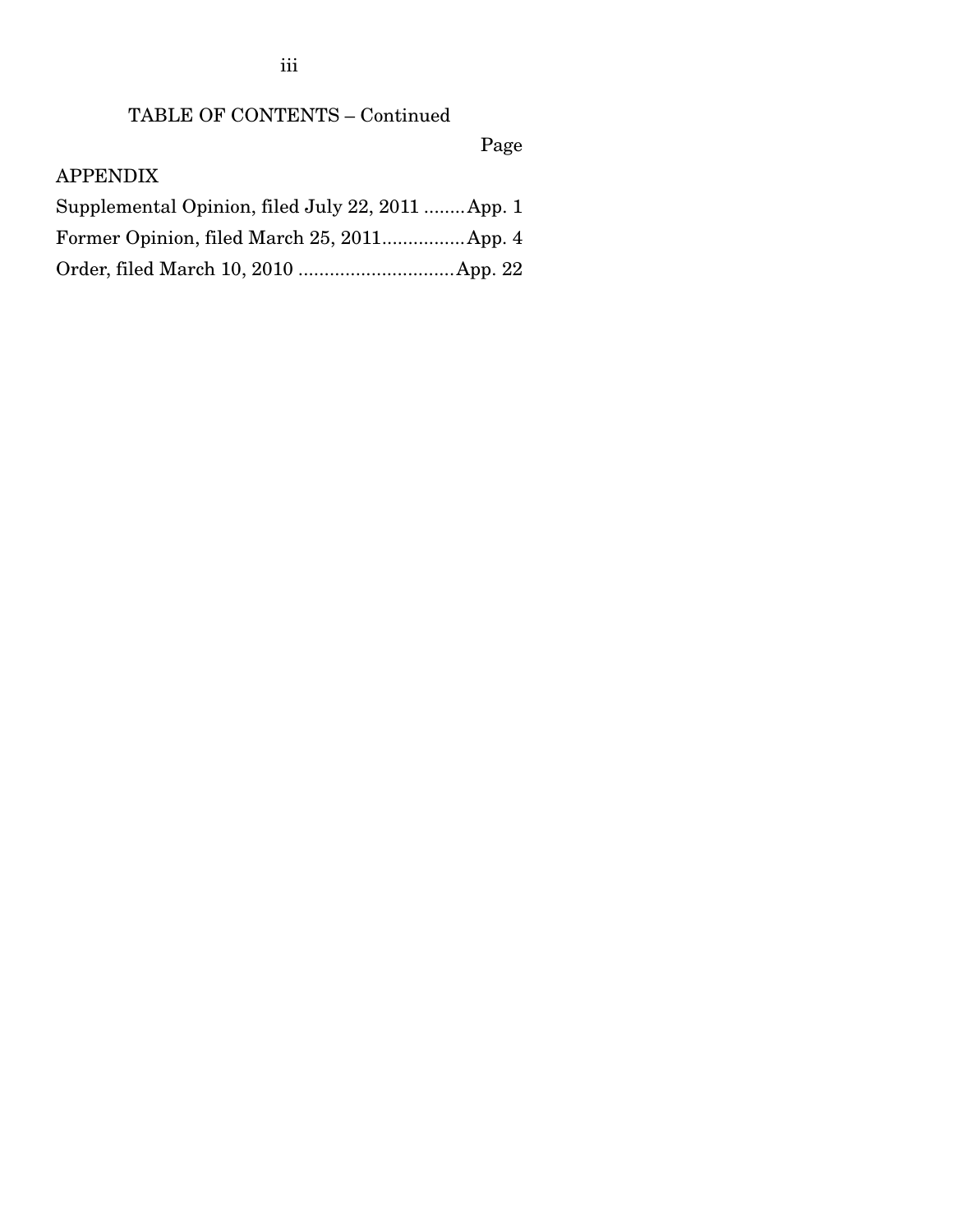TABLE OF CONTENTS – Continued

| | Page |
|---|---|
| APPENDIX | |
| Supplemental Opinion, filed July 22, 2011 | App. 1 |
| Former Opinion, filed March 25, 2011 | App. 4 |
| Order, filed March 10, 2010 | App. 22 |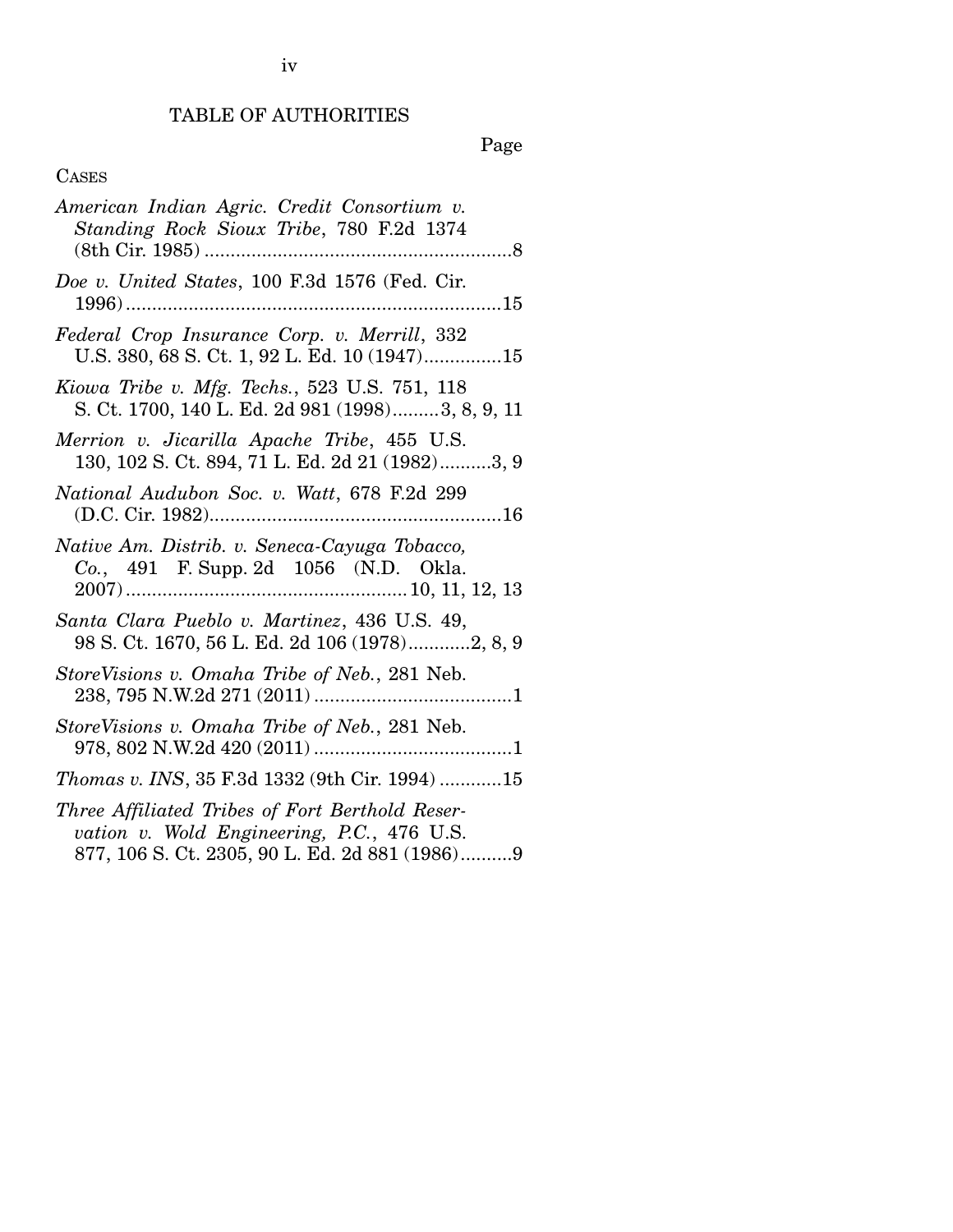# TABLE OF AUTHORITIES

Page

CASES

*American Indian Agric. Credit Consortium v. Standing Rock Sioux Tribe*, 780 F.2d 1374 (8th Cir. 1985) ....................................................8

*Doe v. United States*, 100 F.3d 1576 (Fed. Cir. 1996) ....................................................15

*Federal Crop Insurance Corp. v. Merrill*, 332 U.S. 380, 68 S. Ct. 1, 92 L. Ed. 10 (1947)...............15

*Kiowa Tribe v. Mfg. Techs.*, 523 U.S. 751, 118 S. Ct. 1700, 140 L. Ed. 2d 981 (1998).........3, 8, 9, 11

*Merrion v. Jicarilla Apache Tribe*, 455 U.S. 130, 102 S. Ct. 894, 71 L. Ed. 2d 21 (1982)..........3, 9

*National Audubon Soc. v. Watt*, 678 F.2d 299 (D.C. Cir. 1982)....................................................16

*Native Am. Distrib. v. Seneca-Cayuga Tobacco, Co.*, 491 F. Supp. 2d 1056 (N.D. Okla. 2007) ....................................................10, 11, 12, 13

*Santa Clara Pueblo v. Martinez*, 436 U.S. 49, 98 S. Ct. 1670, 56 L. Ed. 2d 106 (1978)............2, 8, 9

*StoreVisions v. Omaha Tribe of Neb.*, 281 Neb. 238, 795 N.W.2d 271 (2011) ....................................1

*StoreVisions v. Omaha Tribe of Neb.*, 281 Neb. 978, 802 N.W.2d 420 (2011) ....................................1

*Thomas v. INS*, 35 F.3d 1332 (9th Cir. 1994) ............15

*Three Affiliated Tribes of Fort Berthold Reservation v. Wold Engineering, P.C.*, 476 U.S. 877, 106 S. Ct. 2305, 90 L. Ed. 2d 881 (1986)..........9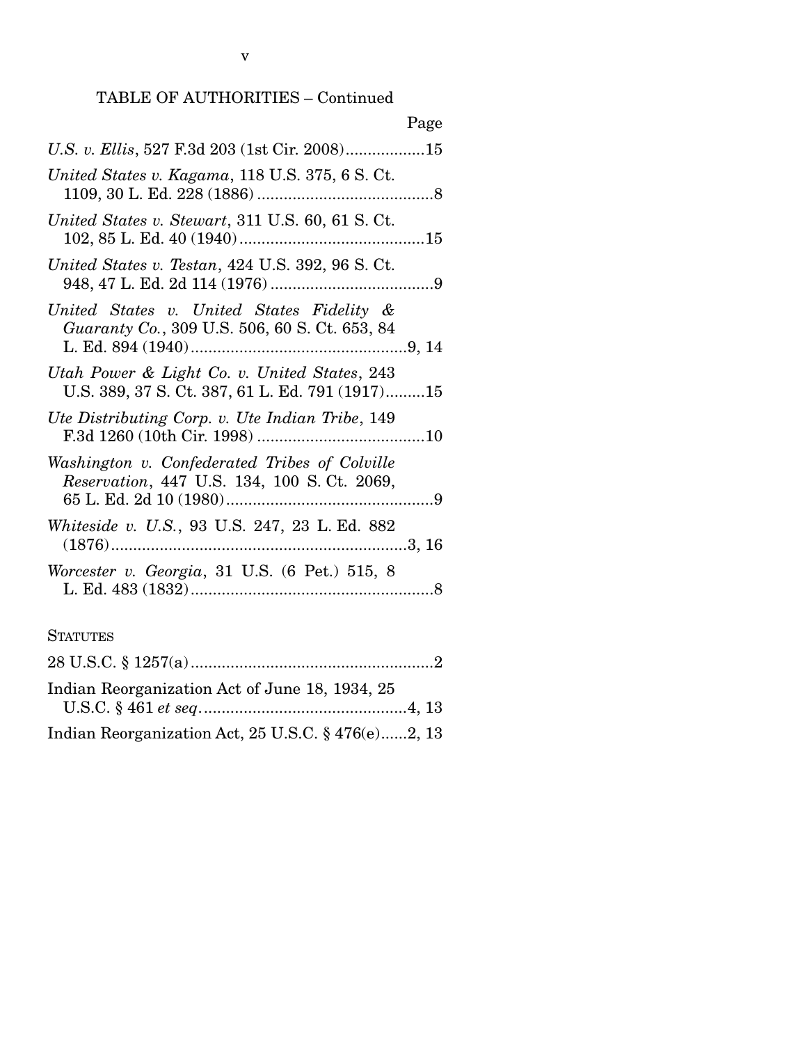TABLE OF AUTHORITIES – Continued

Page

*U.S. v. Ellis*, 527 F.3d 203 (1st Cir. 2008)..................15

*United States v. Kagama*, 118 U.S. 375, 6 S. Ct. 1109, 30 L. Ed. 228 (1886) ........................................8

*United States v. Stewart*, 311 U.S. 60, 61 S. Ct. 102, 85 L. Ed. 40 (1940)..........................................15

*United States v. Testan*, 424 U.S. 392, 96 S. Ct. 948, 47 L. Ed. 2d 114 (1976) ....................................9

*United States v. United States Fidelity & Guaranty Co.*, 309 U.S. 506, 60 S. Ct. 653, 84 L. Ed. 894 (1940).................................................9, 14

*Utah Power & Light Co. v. United States*, 243 U.S. 389, 37 S. Ct. 387, 61 L. Ed. 791 (1917).........15

*Ute Distributing Corp. v. Ute Indian Tribe*, 149 F.3d 1260 (10th Cir. 1998) ......................................10

*Washington v. Confederated Tribes of Colville Reservation*, 447 U.S. 134, 100 S. Ct. 2069, 65 L. Ed. 2d 10 (1980)...............................................9

*Whiteside v. U.S.*, 93 U.S. 247, 23 L. Ed. 882 (1876)...................................................................3, 16

*Worcester v. Georgia*, 31 U.S. (6 Pet.) 515, 8 L. Ed. 483 (1832).......................................................8

STATUTES

28 U.S.C. § 1257(a).......................................................2

Indian Reorganization Act of June 18, 1934, 25 U.S.C. § 461 *et seq*..............................................4, 13

Indian Reorganization Act, 25 U.S.C. § 476(e)......2, 13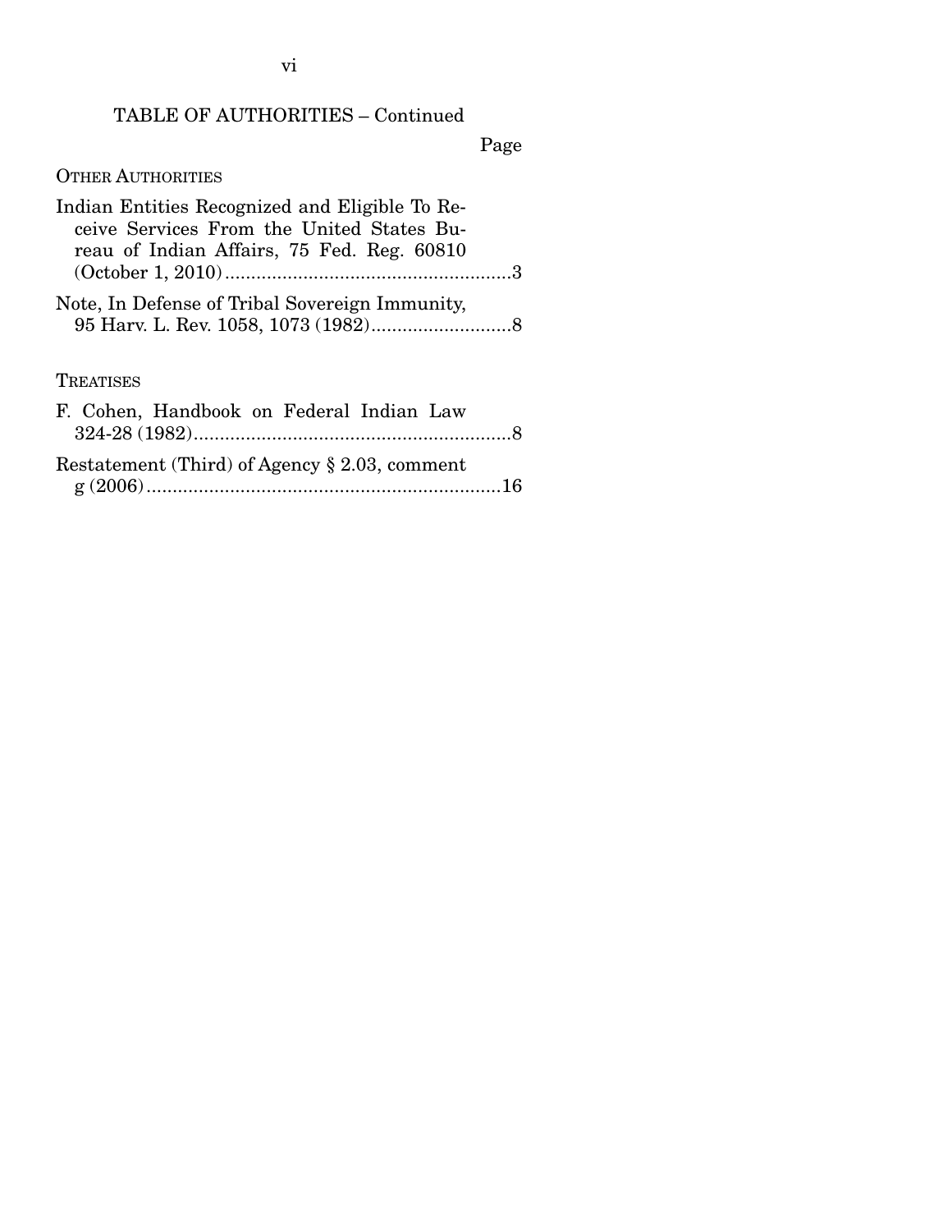TABLE OF AUTHORITIES – Continued

Page

OTHER AUTHORITIES

Indian Entities Recognized and Eligible To Receive Services From the United States Bureau of Indian Affairs, 75 Fed. Reg. 60810 (October 1, 2010)........................................................3

Note, In Defense of Tribal Sovereign Immunity, 95 Harv. L. Rev. 1058, 1073 (1982)...........................8

TREATISES

F. Cohen, Handbook on Federal Indian Law 324-28 (1982).............................................................8

Restatement (Third) of Agency § 2.03, comment g (2006)....................................................................16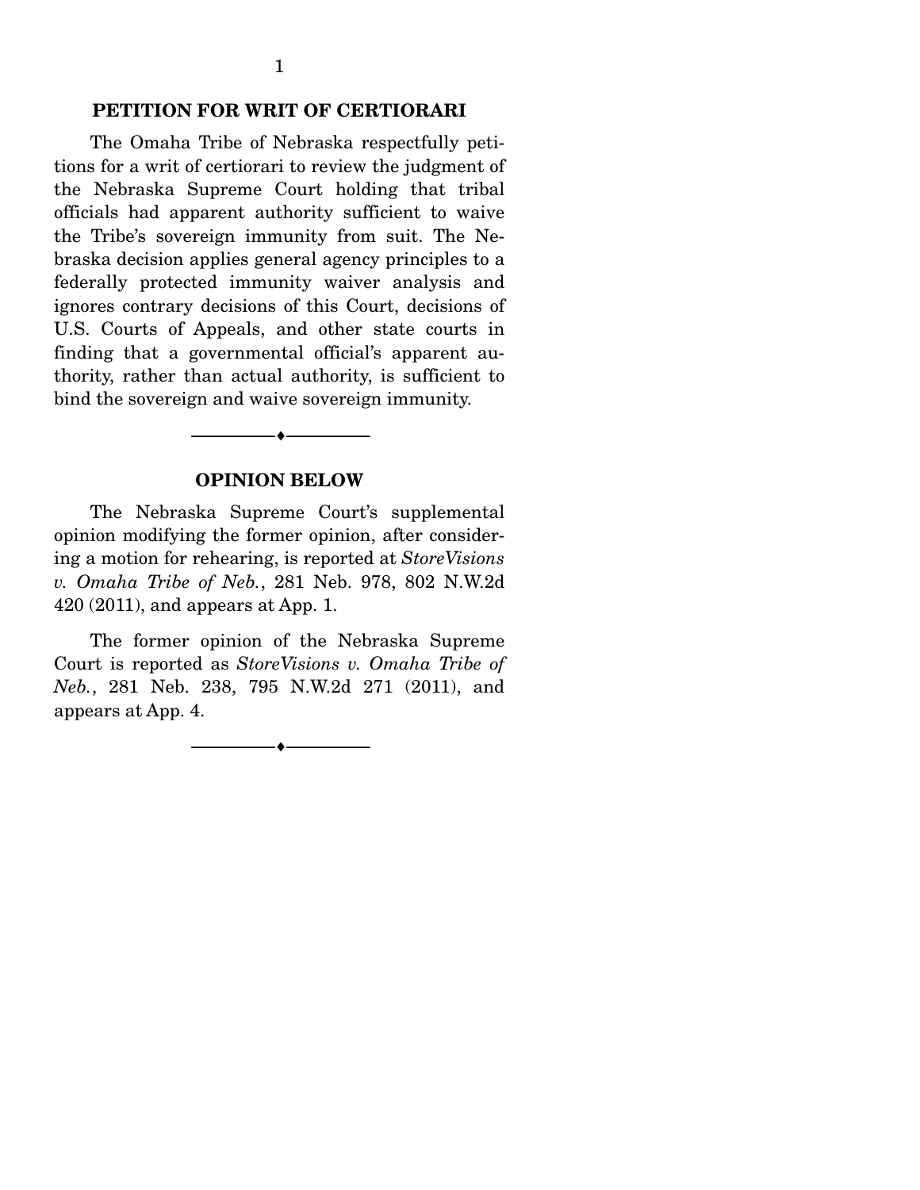## PETITION FOR WRIT OF CERTIORARI

The Omaha Tribe of Nebraska respectfully petitions for a writ of certiorari to review the judgment of the Nebraska Supreme Court holding that tribal officials had apparent authority sufficient to waive the Tribe's sovereign immunity from suit. The Nebraska decision applies general agency principles to a federally protected immunity waiver analysis and ignores contrary decisions of this Court, decisions of U.S. Courts of Appeals, and other state courts in finding that a governmental official's apparent authority, rather than actual authority, is sufficient to bind the sovereign and waive sovereign immunity.

---

## OPINION BELOW

The Nebraska Supreme Court's supplemental opinion modifying the former opinion, after considering a motion for rehearing, is reported at *StoreVisions v. Omaha Tribe of Neb.*, 281 Neb. 978, 802 N.W.2d 420 (2011), and appears at App. 1.

The former opinion of the Nebraska Supreme Court is reported as *StoreVisions v. Omaha Tribe of Neb.*, 281 Neb. 238, 795 N.W.2d 271 (2011), and appears at App. 4.

---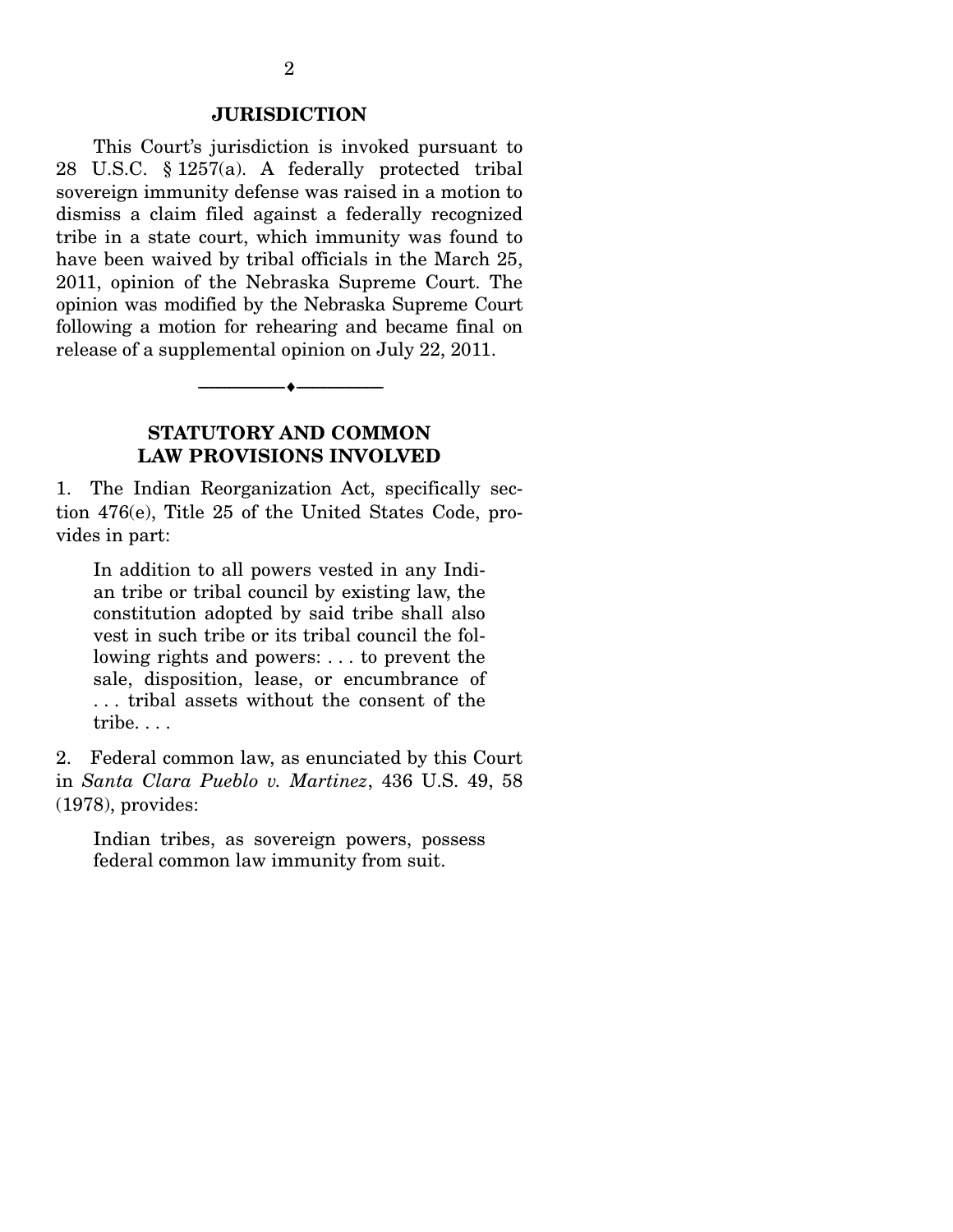## JURISDICTION

This Court's jurisdiction is invoked pursuant to 28 U.S.C. § 1257(a). A federally protected tribal sovereign immunity defense was raised in a motion to dismiss a claim filed against a federally recognized tribe in a state court, which immunity was found to have been waived by tribal officials in the March 25, 2011, opinion of the Nebraska Supreme Court. The opinion was modified by the Nebraska Supreme Court following a motion for rehearing and became final on release of a supplemental opinion on July 22, 2011.

---

## STATUTORY AND COMMON LAW PROVISIONS INVOLVED

1. The Indian Reorganization Act, specifically section 476(e), Title 25 of the United States Code, provides in part:

> In addition to all powers vested in any Indian tribe or tribal council by existing law, the constitution adopted by said tribe shall also vest in such tribe or its tribal council the following rights and powers: . . . to prevent the sale, disposition, lease, or encumbrance of . . . tribal assets without the consent of the tribe. . . .

2. Federal common law, as enunciated by this Court in *Santa Clara Pueblo v. Martinez*, 436 U.S. 49, 58 (1978), provides:

> Indian tribes, as sovereign powers, possess federal common law immunity from suit.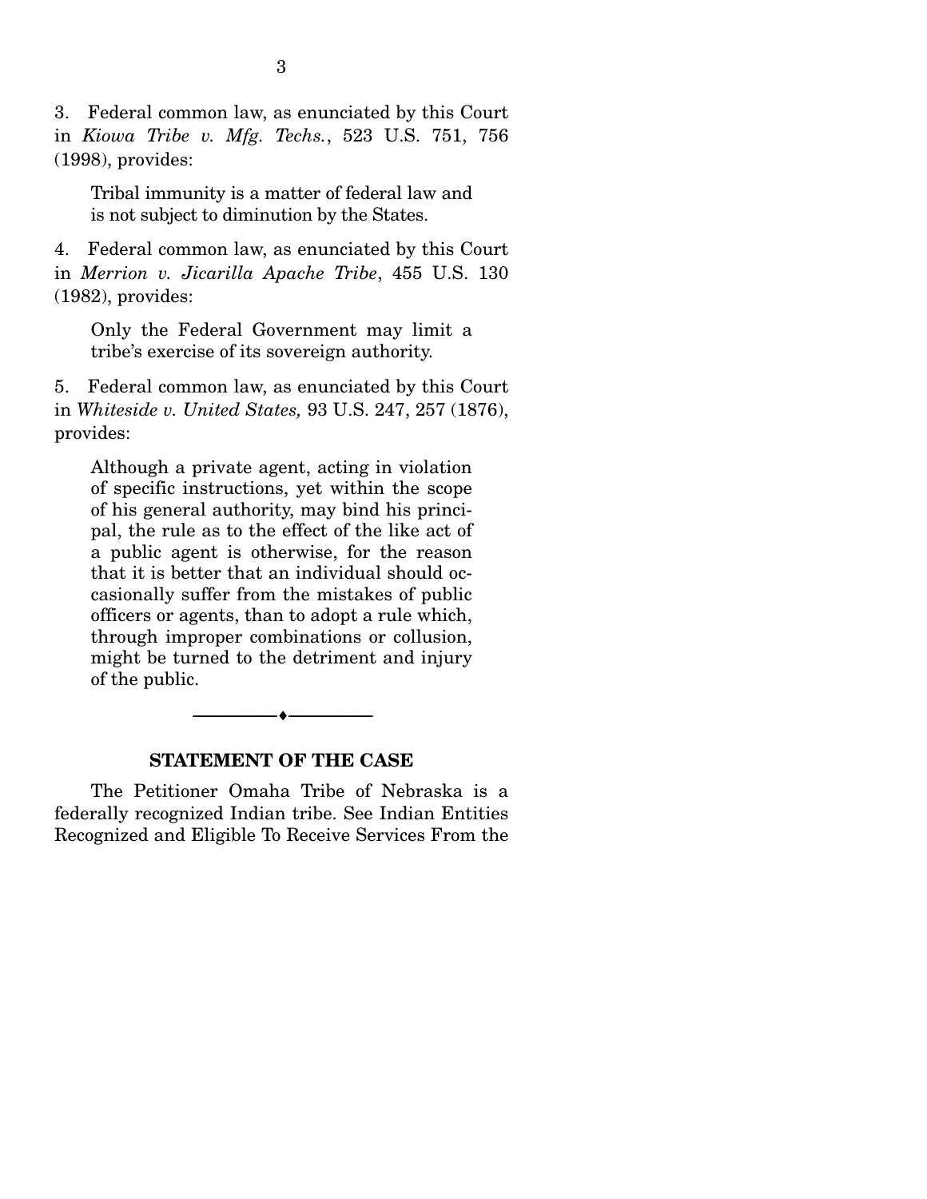3. Federal common law, as enunciated by this Court in *Kiowa Tribe v. Mfg. Techs.*, 523 U.S. 751, 756 (1998), provides:

> Tribal immunity is a matter of federal law and is not subject to diminution by the States.

4. Federal common law, as enunciated by this Court in *Merrion v. Jicarilla Apache Tribe*, 455 U.S. 130 (1982), provides:

> Only the Federal Government may limit a tribe's exercise of its sovereign authority.

5. Federal common law, as enunciated by this Court in *Whiteside v. United States,* 93 U.S. 247, 257 (1876), provides:

> Although a private agent, acting in violation of specific instructions, yet within the scope of his general authority, may bind his principal, the rule as to the effect of the like act of a public agent is otherwise, for the reason that it is better that an individual should occasionally suffer from the mistakes of public officers or agents, than to adopt a rule which, through improper combinations or collusion, might be turned to the detriment and injury of the public.

---

## STATEMENT OF THE CASE

The Petitioner Omaha Tribe of Nebraska is a federally recognized Indian tribe. See Indian Entities Recognized and Eligible To Receive Services From the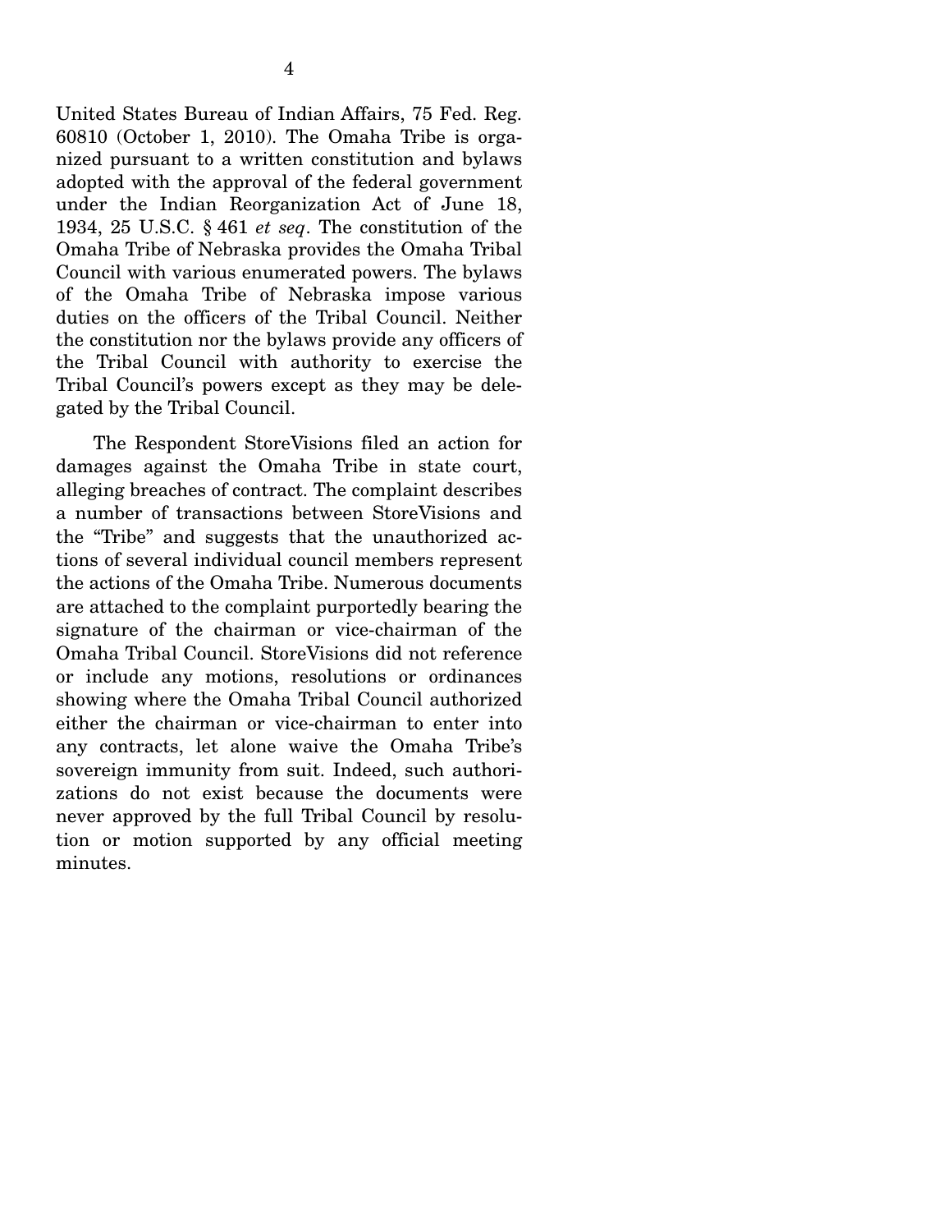United States Bureau of Indian Affairs, 75 Fed. Reg. 60810 (October 1, 2010). The Omaha Tribe is organized pursuant to a written constitution and bylaws adopted with the approval of the federal government under the Indian Reorganization Act of June 18, 1934, 25 U.S.C. § 461 *et seq*. The constitution of the Omaha Tribe of Nebraska provides the Omaha Tribal Council with various enumerated powers. The bylaws of the Omaha Tribe of Nebraska impose various duties on the officers of the Tribal Council. Neither the constitution nor the bylaws provide any officers of the Tribal Council with authority to exercise the Tribal Council's powers except as they may be delegated by the Tribal Council.

The Respondent StoreVisions filed an action for damages against the Omaha Tribe in state court, alleging breaches of contract. The complaint describes a number of transactions between StoreVisions and the "Tribe" and suggests that the unauthorized actions of several individual council members represent the actions of the Omaha Tribe. Numerous documents are attached to the complaint purportedly bearing the signature of the chairman or vice-chairman of the Omaha Tribal Council. StoreVisions did not reference or include any motions, resolutions or ordinances showing where the Omaha Tribal Council authorized either the chairman or vice-chairman to enter into any contracts, let alone waive the Omaha Tribe's sovereign immunity from suit. Indeed, such authorizations do not exist because the documents were never approved by the full Tribal Council by resolution or motion supported by any official meeting minutes.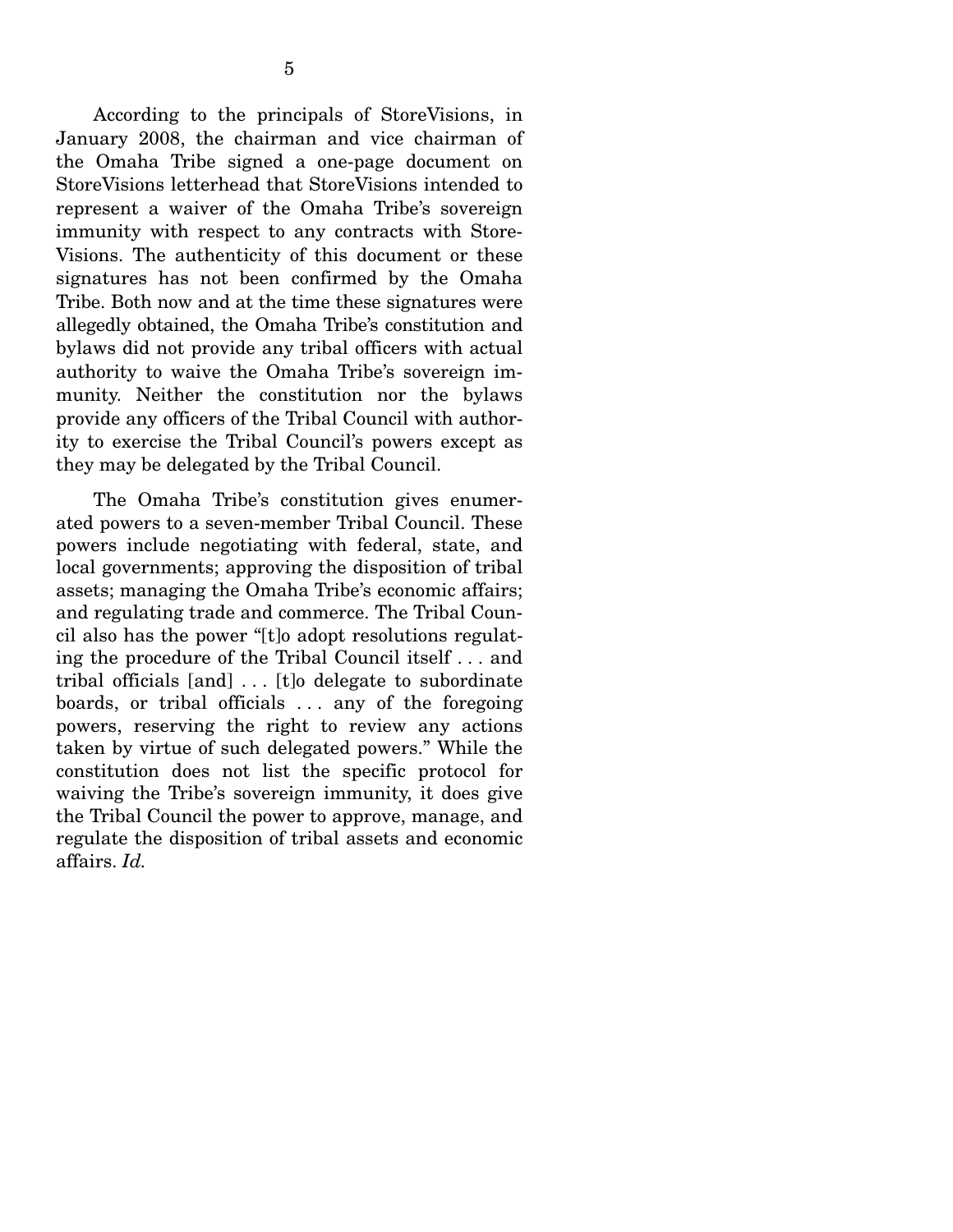According to the principals of StoreVisions, in January 2008, the chairman and vice chairman of the Omaha Tribe signed a one-page document on StoreVisions letterhead that StoreVisions intended to represent a waiver of the Omaha Tribe's sovereign immunity with respect to any contracts with StoreVisions. The authenticity of this document or these signatures has not been confirmed by the Omaha Tribe. Both now and at the time these signatures were allegedly obtained, the Omaha Tribe's constitution and bylaws did not provide any tribal officers with actual authority to waive the Omaha Tribe's sovereign immunity. Neither the constitution nor the bylaws provide any officers of the Tribal Council with authority to exercise the Tribal Council's powers except as they may be delegated by the Tribal Council.

The Omaha Tribe's constitution gives enumerated powers to a seven-member Tribal Council. These powers include negotiating with federal, state, and local governments; approving the disposition of tribal assets; managing the Omaha Tribe's economic affairs; and regulating trade and commerce. The Tribal Council also has the power "[t]o adopt resolutions regulating the procedure of the Tribal Council itself . . . and tribal officials [and] . . . [t]o delegate to subordinate boards, or tribal officials . . . any of the foregoing powers, reserving the right to review any actions taken by virtue of such delegated powers." While the constitution does not list the specific protocol for waiving the Tribe's sovereign immunity, it does give the Tribal Council the power to approve, manage, and regulate the disposition of tribal assets and economic affairs. *Id.*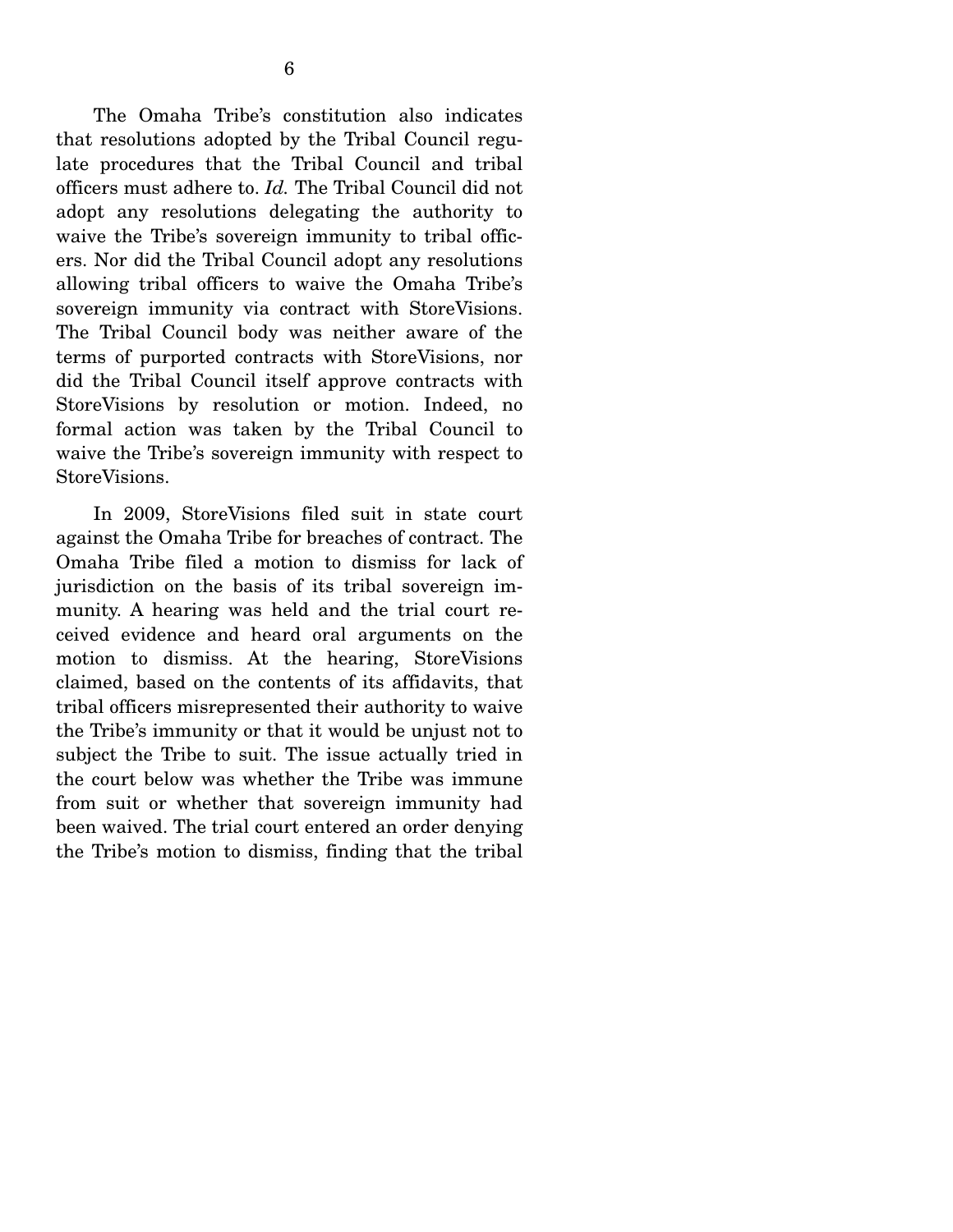The Omaha Tribe's constitution also indicates that resolutions adopted by the Tribal Council regulate procedures that the Tribal Council and tribal officers must adhere to. *Id.* The Tribal Council did not adopt any resolutions delegating the authority to waive the Tribe's sovereign immunity to tribal officers. Nor did the Tribal Council adopt any resolutions allowing tribal officers to waive the Omaha Tribe's sovereign immunity via contract with StoreVisions. The Tribal Council body was neither aware of the terms of purported contracts with StoreVisions, nor did the Tribal Council itself approve contracts with StoreVisions by resolution or motion. Indeed, no formal action was taken by the Tribal Council to waive the Tribe's sovereign immunity with respect to StoreVisions.

In 2009, StoreVisions filed suit in state court against the Omaha Tribe for breaches of contract. The Omaha Tribe filed a motion to dismiss for lack of jurisdiction on the basis of its tribal sovereign immunity. A hearing was held and the trial court received evidence and heard oral arguments on the motion to dismiss. At the hearing, StoreVisions claimed, based on the contents of its affidavits, that tribal officers misrepresented their authority to waive the Tribe's immunity or that it would be unjust not to subject the Tribe to suit. The issue actually tried in the court below was whether the Tribe was immune from suit or whether that sovereign immunity had been waived. The trial court entered an order denying the Tribe's motion to dismiss, finding that the tribal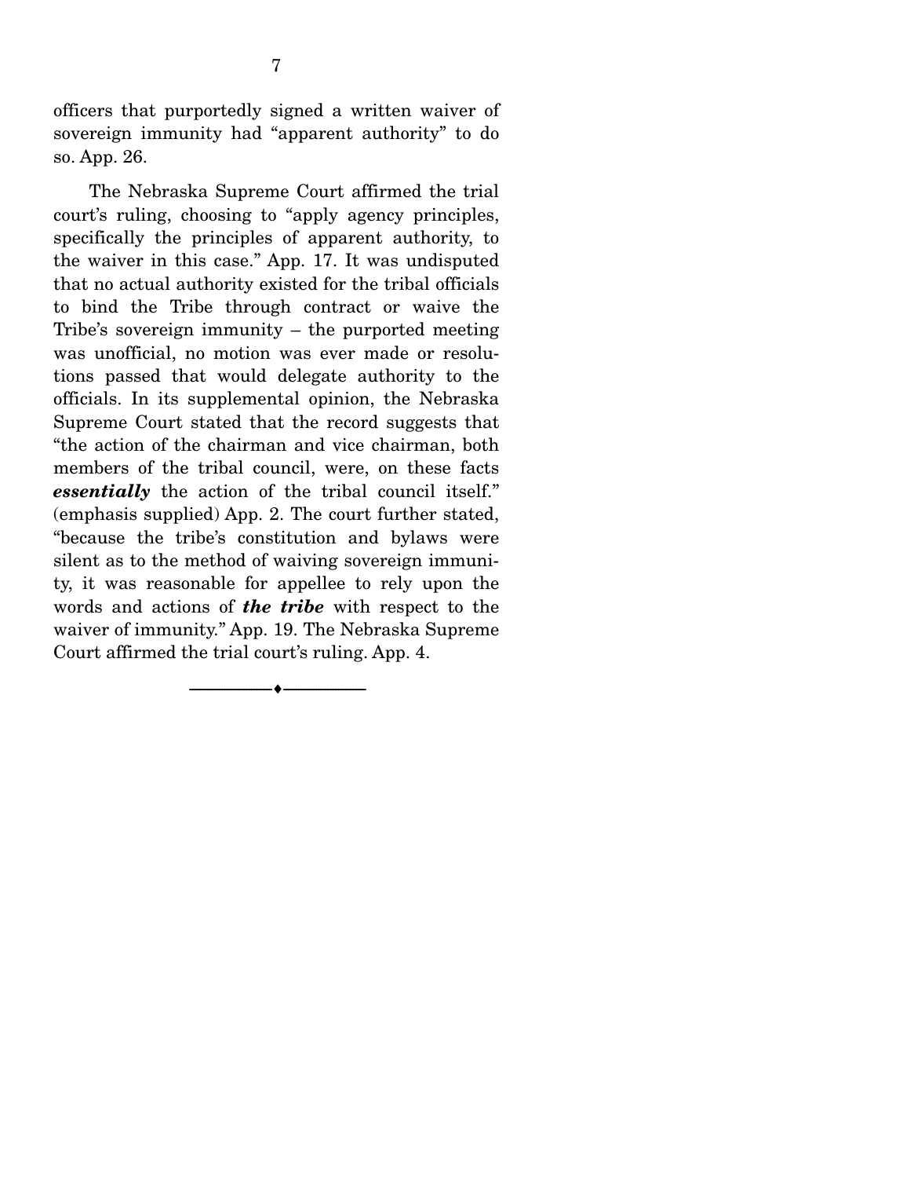officers that purportedly signed a written waiver of sovereign immunity had "apparent authority" to do so. App. 26.

The Nebraska Supreme Court affirmed the trial court's ruling, choosing to "apply agency principles, specifically the principles of apparent authority, to the waiver in this case." App. 17. It was undisputed that no actual authority existed for the tribal officials to bind the Tribe through contract or waive the Tribe's sovereign immunity – the purported meeting was unofficial, no motion was ever made or resolutions passed that would delegate authority to the officials. In its supplemental opinion, the Nebraska Supreme Court stated that the record suggests that "the action of the chairman and vice chairman, both members of the tribal council, were, on these facts ***essentially*** the action of the tribal council itself." (emphasis supplied) App. 2. The court further stated, "because the tribe's constitution and bylaws were silent as to the method of waiving sovereign immunity, it was reasonable for appellee to rely upon the words and actions of ***the tribe*** with respect to the waiver of immunity." App. 19. The Nebraska Supreme Court affirmed the trial court's ruling. App. 4.

---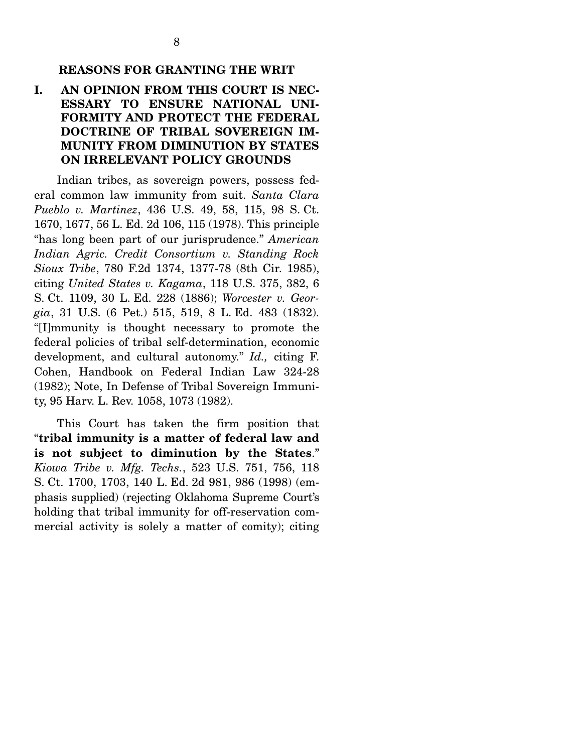## REASONS FOR GRANTING THE WRIT

### I. AN OPINION FROM THIS COURT IS NECESSARY TO ENSURE NATIONAL UNIFORMITY AND PROTECT THE FEDERAL DOCTRINE OF TRIBAL SOVEREIGN IMMUNITY FROM DIMINUTION BY STATES ON IRRELEVANT POLICY GROUNDS

Indian tribes, as sovereign powers, possess federal common law immunity from suit. *Santa Clara Pueblo v. Martinez*, 436 U.S. 49, 58, 115, 98 S. Ct. 1670, 1677, 56 L. Ed. 2d 106, 115 (1978). This principle "has long been part of our jurisprudence." *American Indian Agric. Credit Consortium v. Standing Rock Sioux Tribe*, 780 F.2d 1374, 1377-78 (8th Cir. 1985), citing *United States v. Kagama*, 118 U.S. 375, 382, 6 S. Ct. 1109, 30 L. Ed. 228 (1886); *Worcester v. Georgia*, 31 U.S. (6 Pet.) 515, 519, 8 L. Ed. 483 (1832). "[I]mmunity is thought necessary to promote the federal policies of tribal self-determination, economic development, and cultural autonomy." *Id.,* citing F. Cohen, Handbook on Federal Indian Law 324-28 (1982); Note, In Defense of Tribal Sovereign Immunity, 95 Harv. L. Rev. 1058, 1073 (1982).

This Court has taken the firm position that "**tribal immunity is a matter of federal law and is not subject to diminution by the States**." *Kiowa Tribe v. Mfg. Techs.*, 523 U.S. 751, 756, 118 S. Ct. 1700, 1703, 140 L. Ed. 2d 981, 986 (1998) (emphasis supplied) (rejecting Oklahoma Supreme Court's holding that tribal immunity for off-reservation commercial activity is solely a matter of comity); citing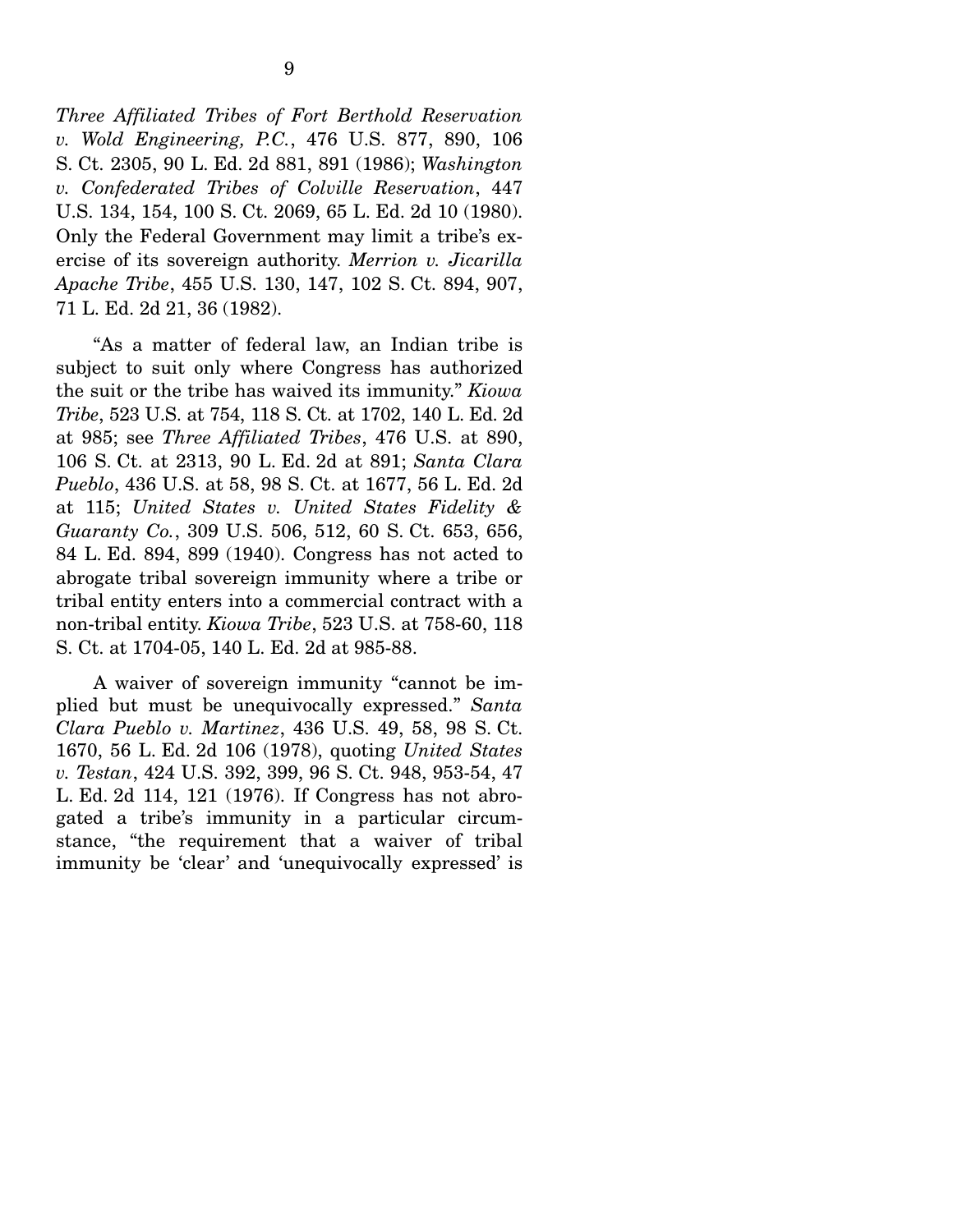*Three Affiliated Tribes of Fort Berthold Reservation v. Wold Engineering, P.C.*, 476 U.S. 877, 890, 106 S. Ct. 2305, 90 L. Ed. 2d 881, 891 (1986); *Washington v. Confederated Tribes of Colville Reservation*, 447 U.S. 134, 154, 100 S. Ct. 2069, 65 L. Ed. 2d 10 (1980). Only the Federal Government may limit a tribe's exercise of its sovereign authority. *Merrion v. Jicarilla Apache Tribe*, 455 U.S. 130, 147, 102 S. Ct. 894, 907, 71 L. Ed. 2d 21, 36 (1982).

"As a matter of federal law, an Indian tribe is subject to suit only where Congress has authorized the suit or the tribe has waived its immunity." *Kiowa Tribe*, 523 U.S. at 754, 118 S. Ct. at 1702, 140 L. Ed. 2d at 985; see *Three Affiliated Tribes*, 476 U.S. at 890, 106 S. Ct. at 2313, 90 L. Ed. 2d at 891; *Santa Clara Pueblo*, 436 U.S. at 58, 98 S. Ct. at 1677, 56 L. Ed. 2d at 115; *United States v. United States Fidelity & Guaranty Co.*, 309 U.S. 506, 512, 60 S. Ct. 653, 656, 84 L. Ed. 894, 899 (1940). Congress has not acted to abrogate tribal sovereign immunity where a tribe or tribal entity enters into a commercial contract with a non-tribal entity. *Kiowa Tribe*, 523 U.S. at 758-60, 118 S. Ct. at 1704-05, 140 L. Ed. 2d at 985-88.

A waiver of sovereign immunity "cannot be implied but must be unequivocally expressed." *Santa Clara Pueblo v. Martinez*, 436 U.S. 49, 58, 98 S. Ct. 1670, 56 L. Ed. 2d 106 (1978), quoting *United States v. Testan*, 424 U.S. 392, 399, 96 S. Ct. 948, 953-54, 47 L. Ed. 2d 114, 121 (1976). If Congress has not abrogated a tribe's immunity in a particular circumstance, "the requirement that a waiver of tribal immunity be 'clear' and 'unequivocally expressed' is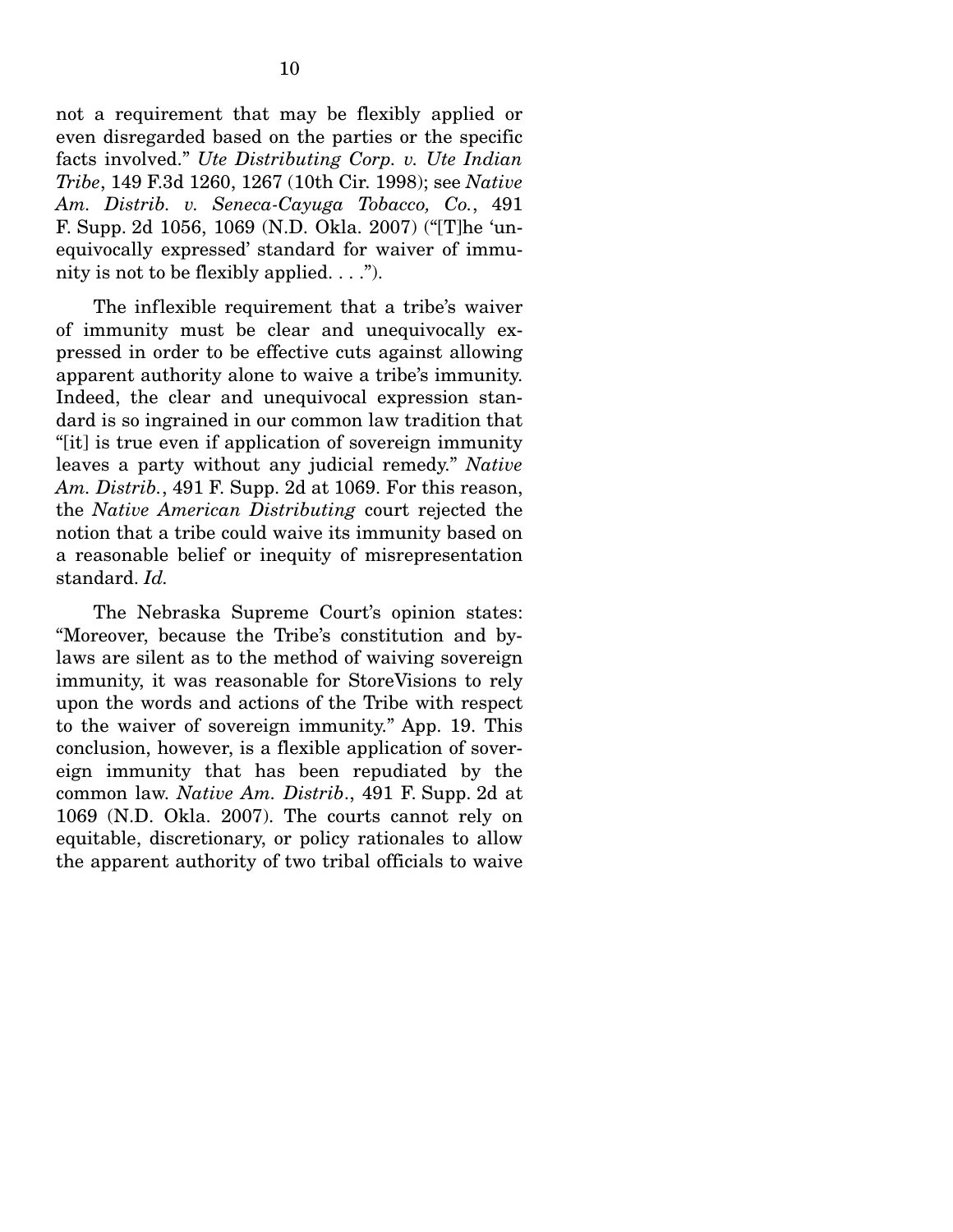not a requirement that may be flexibly applied or even disregarded based on the parties or the specific facts involved." *Ute Distributing Corp. v. Ute Indian Tribe*, 149 F.3d 1260, 1267 (10th Cir. 1998); see *Native Am. Distrib. v. Seneca-Cayuga Tobacco, Co.*, 491 F. Supp. 2d 1056, 1069 (N.D. Okla. 2007) ("[T]he 'unequivocally expressed' standard for waiver of immunity is not to be flexibly applied. . . .").

The inflexible requirement that a tribe's waiver of immunity must be clear and unequivocally expressed in order to be effective cuts against allowing apparent authority alone to waive a tribe's immunity. Indeed, the clear and unequivocal expression standard is so ingrained in our common law tradition that "[it] is true even if application of sovereign immunity leaves a party without any judicial remedy." *Native Am. Distrib.*, 491 F. Supp. 2d at 1069. For this reason, the *Native American Distributing* court rejected the notion that a tribe could waive its immunity based on a reasonable belief or inequity of misrepresentation standard. *Id.*

The Nebraska Supreme Court's opinion states: "Moreover, because the Tribe's constitution and bylaws are silent as to the method of waiving sovereign immunity, it was reasonable for StoreVisions to rely upon the words and actions of the Tribe with respect to the waiver of sovereign immunity." App. 19. This conclusion, however, is a flexible application of sovereign immunity that has been repudiated by the common law. *Native Am. Distrib*., 491 F. Supp. 2d at 1069 (N.D. Okla. 2007). The courts cannot rely on equitable, discretionary, or policy rationales to allow the apparent authority of two tribal officials to waive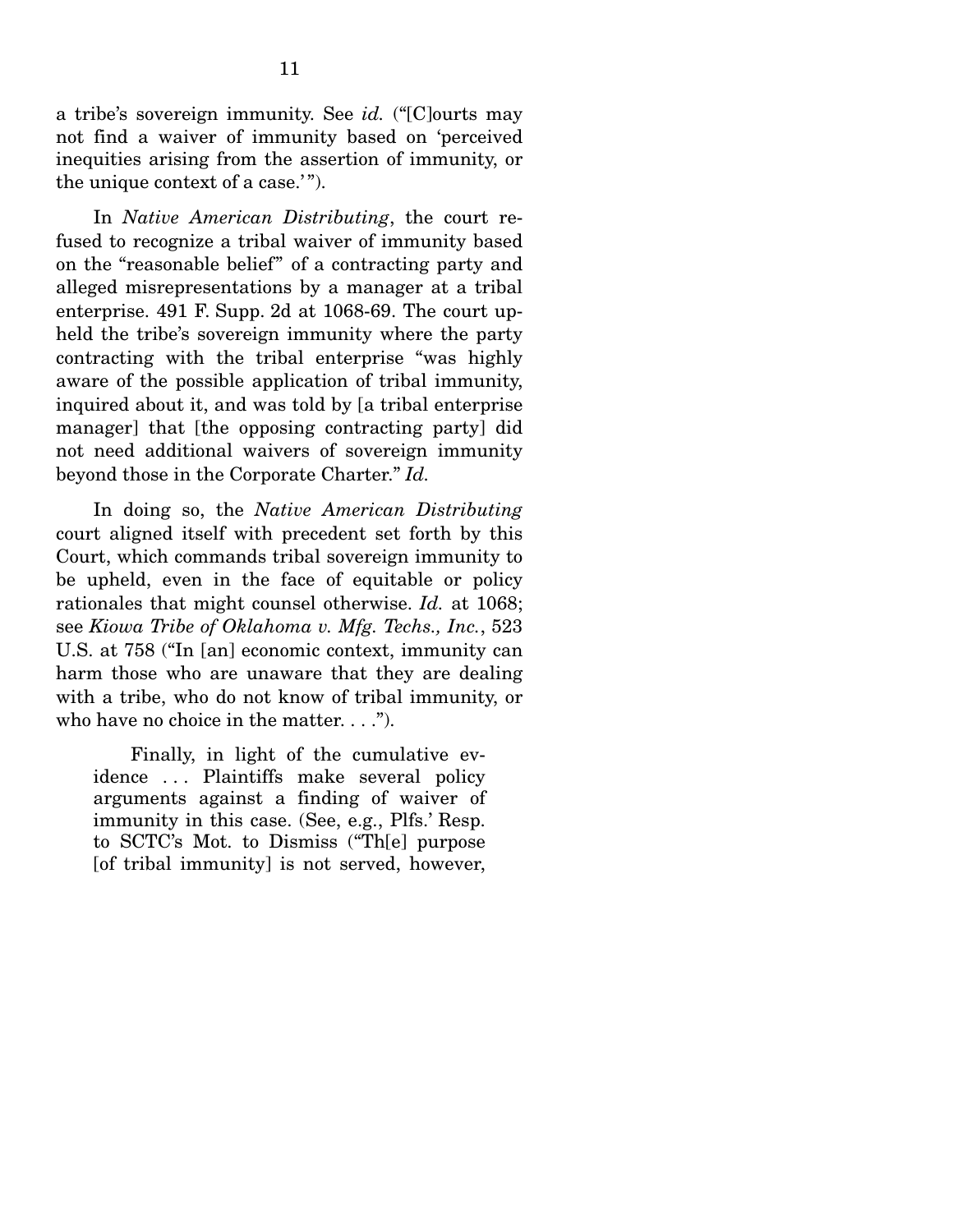a tribe's sovereign immunity. See *id.* ("[C]ourts may not find a waiver of immunity based on 'perceived inequities arising from the assertion of immunity, or the unique context of a case.'").

In *Native American Distributing*, the court refused to recognize a tribal waiver of immunity based on the "reasonable belief" of a contracting party and alleged misrepresentations by a manager at a tribal enterprise. 491 F. Supp. 2d at 1068-69. The court upheld the tribe's sovereign immunity where the party contracting with the tribal enterprise "was highly aware of the possible application of tribal immunity, inquired about it, and was told by [a tribal enterprise manager] that [the opposing contracting party] did not need additional waivers of sovereign immunity beyond those in the Corporate Charter." *Id.*

In doing so, the *Native American Distributing* court aligned itself with precedent set forth by this Court, which commands tribal sovereign immunity to be upheld, even in the face of equitable or policy rationales that might counsel otherwise. *Id.* at 1068; see *Kiowa Tribe of Oklahoma v. Mfg. Techs., Inc.*, 523 U.S. at 758 ("In [an] economic context, immunity can harm those who are unaware that they are dealing with a tribe, who do not know of tribal immunity, or who have no choice in the matter. . . .").

> Finally, in light of the cumulative evidence . . . Plaintiffs make several policy arguments against a finding of waiver of immunity in this case. (See, e.g., Plfs.' Resp. to SCTC's Mot. to Dismiss ("Th[e] purpose [of tribal immunity] is not served, however,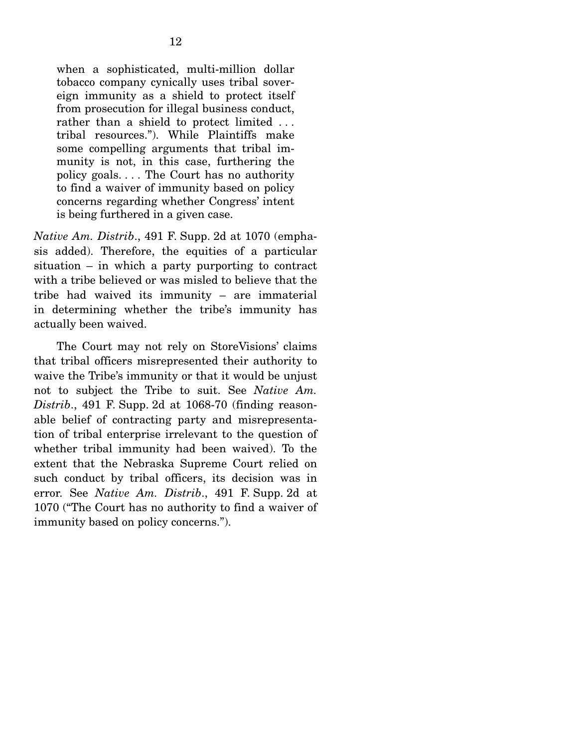> when a sophisticated, multi-million dollar tobacco company cynically uses tribal sovereign immunity as a shield to protect itself from prosecution for illegal business conduct, rather than a shield to protect limited . . . tribal resources."). While Plaintiffs make some compelling arguments that tribal immunity is not, in this case, furthering the policy goals. . . . The Court has no authority to find a waiver of immunity based on policy concerns regarding whether Congress' intent is being furthered in a given case.

*Native Am. Distrib.*, 491 F. Supp. 2d at 1070 (emphasis added). Therefore, the equities of a particular situation – in which a party purporting to contract with a tribe believed or was misled to believe that the tribe had waived its immunity – are immaterial in determining whether the tribe's immunity has actually been waived.

The Court may not rely on StoreVisions' claims that tribal officers misrepresented their authority to waive the Tribe's immunity or that it would be unjust not to subject the Tribe to suit. See *Native Am. Distrib.*, 491 F. Supp. 2d at 1068-70 (finding reasonable belief of contracting party and misrepresentation of tribal enterprise irrelevant to the question of whether tribal immunity had been waived). To the extent that the Nebraska Supreme Court relied on such conduct by tribal officers, its decision was in error. See *Native Am. Distrib.*, 491 F. Supp. 2d at 1070 ("The Court has no authority to find a waiver of immunity based on policy concerns.").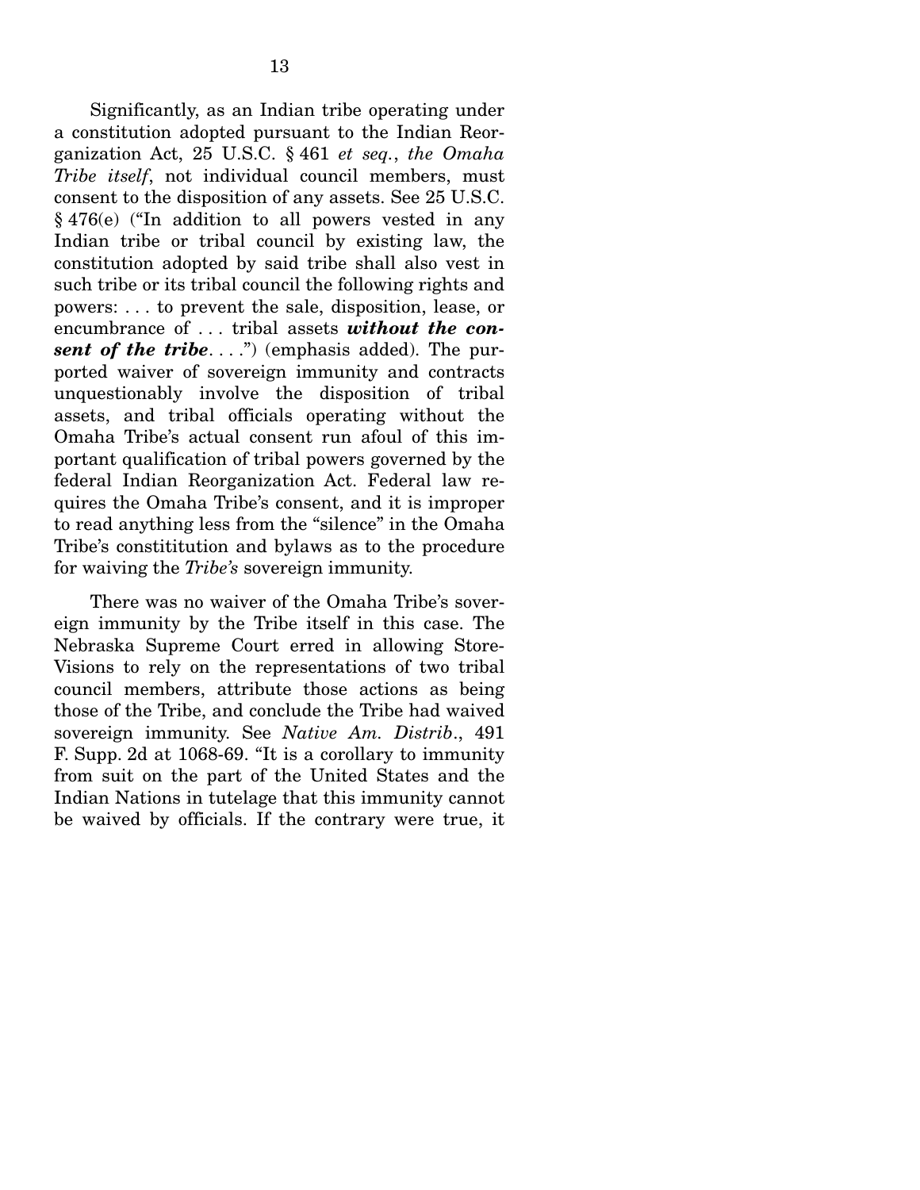Significantly, as an Indian tribe operating under a constitution adopted pursuant to the Indian Reorganization Act, 25 U.S.C. § 461 *et seq.*, *the Omaha Tribe itself*, not individual council members, must consent to the disposition of any assets. See 25 U.S.C. § 476(e) ("In addition to all powers vested in any Indian tribe or tribal council by existing law, the constitution adopted by said tribe shall also vest in such tribe or its tribal council the following rights and powers: . . . to prevent the sale, disposition, lease, or encumbrance of . . . tribal assets ***without the consent of the tribe***. . . .") (emphasis added). The purported waiver of sovereign immunity and contracts unquestionably involve the disposition of tribal assets, and tribal officials operating without the Omaha Tribe's actual consent run afoul of this important qualification of tribal powers governed by the federal Indian Reorganization Act. Federal law requires the Omaha Tribe's consent, and it is improper to read anything less from the "silence" in the Omaha Tribe's constititution and bylaws as to the procedure for waiving the *Tribe's* sovereign immunity.

There was no waiver of the Omaha Tribe's sovereign immunity by the Tribe itself in this case. The Nebraska Supreme Court erred in allowing StoreVisions to rely on the representations of two tribal council members, attribute those actions as being those of the Tribe, and conclude the Tribe had waived sovereign immunity. See *Native Am. Distrib.*, 491 F. Supp. 2d at 1068-69. "It is a corollary to immunity from suit on the part of the United States and the Indian Nations in tutelage that this immunity cannot be waived by officials. If the contrary were true, it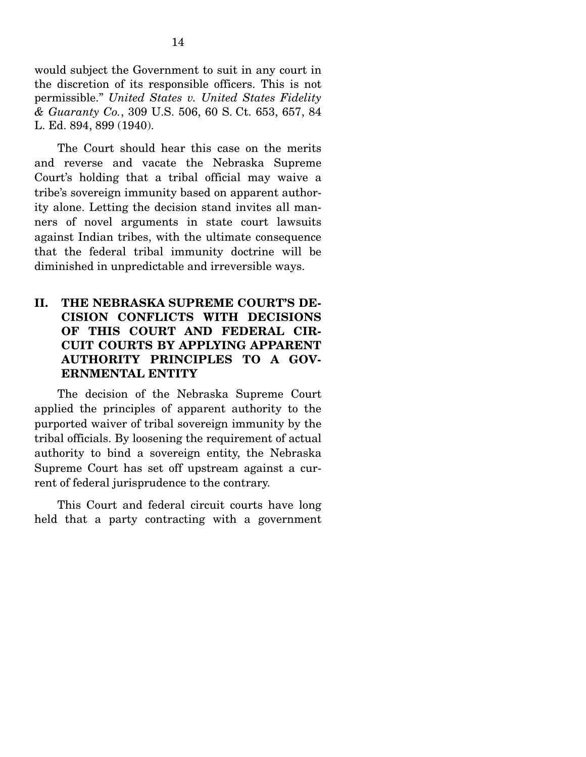would subject the Government to suit in any court in the discretion of its responsible officers. This is not permissible." *United States v. United States Fidelity & Guaranty Co.*, 309 U.S. 506, 60 S. Ct. 653, 657, 84 L. Ed. 894, 899 (1940).

The Court should hear this case on the merits and reverse and vacate the Nebraska Supreme Court's holding that a tribal official may waive a tribe's sovereign immunity based on apparent authority alone. Letting the decision stand invites all manners of novel arguments in state court lawsuits against Indian tribes, with the ultimate consequence that the federal tribal immunity doctrine will be diminished in unpredictable and irreversible ways.

## II. THE NEBRASKA SUPREME COURT'S DECISION CONFLICTS WITH DECISIONS OF THIS COURT AND FEDERAL CIRCUIT COURTS BY APPLYING APPARENT AUTHORITY PRINCIPLES TO A GOVERNMENTAL ENTITY

The decision of the Nebraska Supreme Court applied the principles of apparent authority to the purported waiver of tribal sovereign immunity by the tribal officials. By loosening the requirement of actual authority to bind a sovereign entity, the Nebraska Supreme Court has set off upstream against a current of federal jurisprudence to the contrary.

This Court and federal circuit courts have long held that a party contracting with a government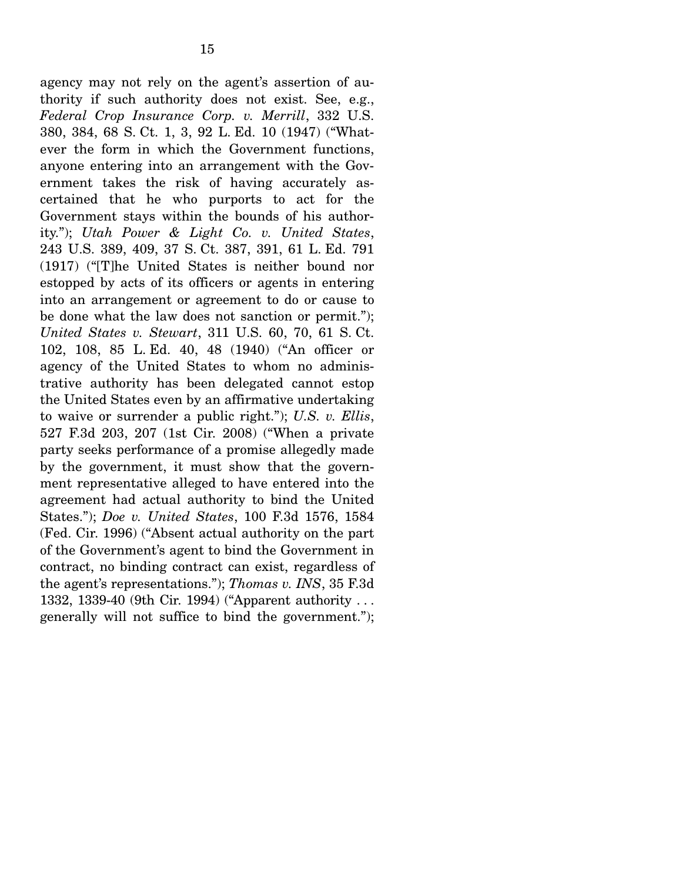agency may not rely on the agent's assertion of authority if such authority does not exist. See, e.g., *Federal Crop Insurance Corp. v. Merrill*, 332 U.S. 380, 384, 68 S. Ct. 1, 3, 92 L. Ed. 10 (1947) ("Whatever the form in which the Government functions, anyone entering into an arrangement with the Government takes the risk of having accurately ascertained that he who purports to act for the Government stays within the bounds of his authority."); *Utah Power & Light Co. v. United States*, 243 U.S. 389, 409, 37 S. Ct. 387, 391, 61 L. Ed. 791 (1917) ("[T]he United States is neither bound nor estopped by acts of its officers or agents in entering into an arrangement or agreement to do or cause to be done what the law does not sanction or permit."); *United States v. Stewart*, 311 U.S. 60, 70, 61 S. Ct. 102, 108, 85 L. Ed. 40, 48 (1940) ("An officer or agency of the United States to whom no administrative authority has been delegated cannot estop the United States even by an affirmative undertaking to waive or surrender a public right."); *U.S. v. Ellis*, 527 F.3d 203, 207 (1st Cir. 2008) ("When a private party seeks performance of a promise allegedly made by the government, it must show that the government representative alleged to have entered into the agreement had actual authority to bind the United States."); *Doe v. United States*, 100 F.3d 1576, 1584 (Fed. Cir. 1996) ("Absent actual authority on the part of the Government's agent to bind the Government in contract, no binding contract can exist, regardless of the agent's representations."); *Thomas v. INS*, 35 F.3d 1332, 1339-40 (9th Cir. 1994) ("Apparent authority . . . generally will not suffice to bind the government.");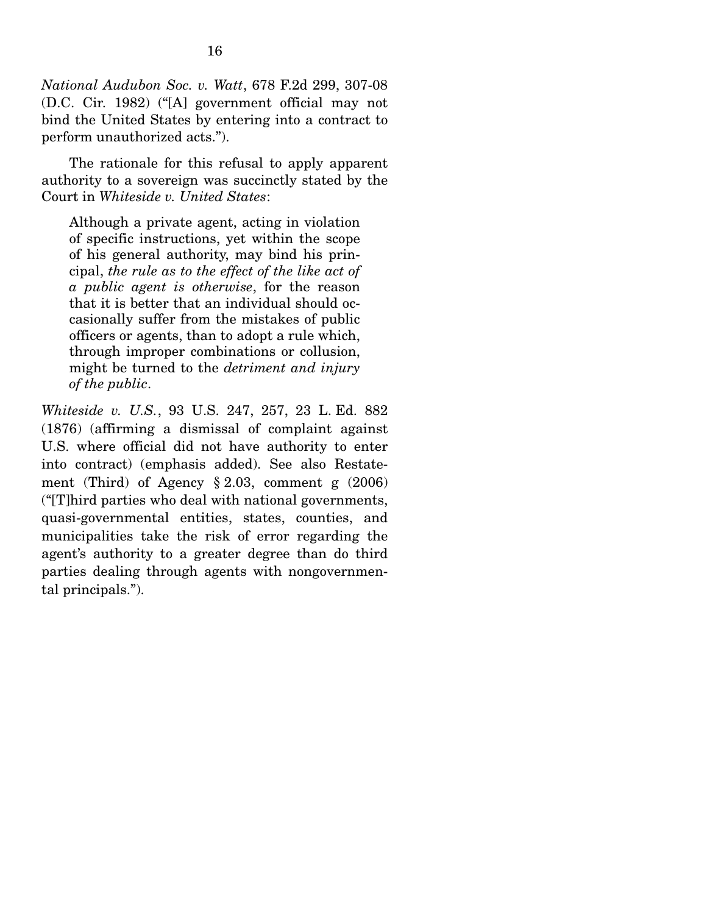*National Audubon Soc. v. Watt*, 678 F.2d 299, 307-08 (D.C. Cir. 1982) ("[A] government official may not bind the United States by entering into a contract to perform unauthorized acts.").

The rationale for this refusal to apply apparent authority to a sovereign was succinctly stated by the Court in *Whiteside v. United States*:

> Although a private agent, acting in violation of specific instructions, yet within the scope of his general authority, may bind his principal, *the rule as to the effect of the like act of a public agent is otherwise*, for the reason that it is better that an individual should occasionally suffer from the mistakes of public officers or agents, than to adopt a rule which, through improper combinations or collusion, might be turned to the *detriment and injury of the public*.

*Whiteside v. U.S.*, 93 U.S. 247, 257, 23 L. Ed. 882 (1876) (affirming a dismissal of complaint against U.S. where official did not have authority to enter into contract) (emphasis added). See also Restatement (Third) of Agency § 2.03, comment g (2006) ("[T]hird parties who deal with national governments, quasi-governmental entities, states, counties, and municipalities take the risk of error regarding the agent's authority to a greater degree than do third parties dealing through agents with nongovernmental principals.").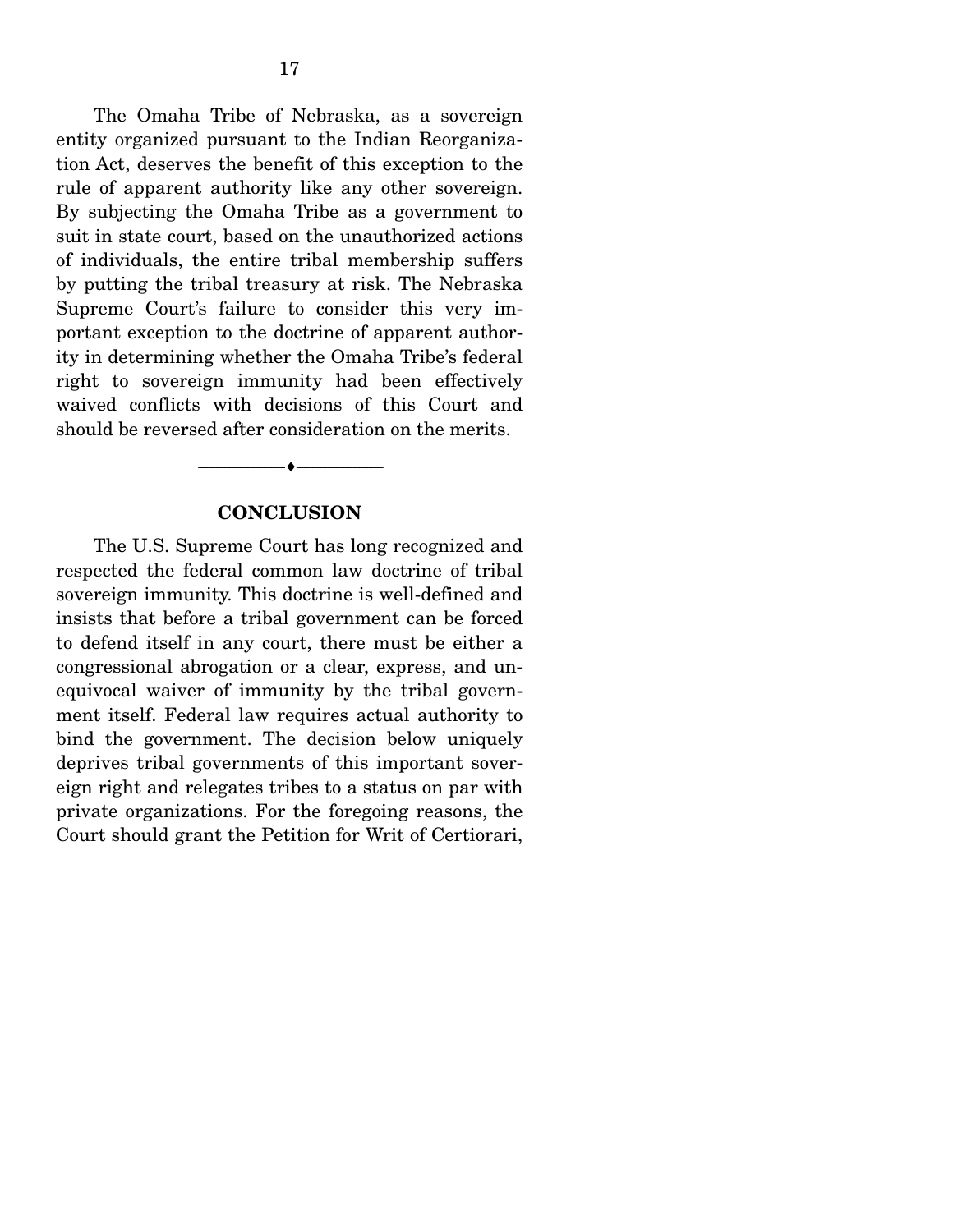The Omaha Tribe of Nebraska, as a sovereign entity organized pursuant to the Indian Reorganization Act, deserves the benefit of this exception to the rule of apparent authority like any other sovereign. By subjecting the Omaha Tribe as a government to suit in state court, based on the unauthorized actions of individuals, the entire tribal membership suffers by putting the tribal treasury at risk. The Nebraska Supreme Court's failure to consider this very important exception to the doctrine of apparent authority in determining whether the Omaha Tribe's federal right to sovereign immunity had been effectively waived conflicts with decisions of this Court and should be reversed after consideration on the merits.

---

## CONCLUSION

The U.S. Supreme Court has long recognized and respected the federal common law doctrine of tribal sovereign immunity. This doctrine is well-defined and insists that before a tribal government can be forced to defend itself in any court, there must be either a congressional abrogation or a clear, express, and unequivocal waiver of immunity by the tribal government itself. Federal law requires actual authority to bind the government. The decision below uniquely deprives tribal governments of this important sovereign right and relegates tribes to a status on par with private organizations. For the foregoing reasons, the Court should grant the Petition for Writ of Certiorari,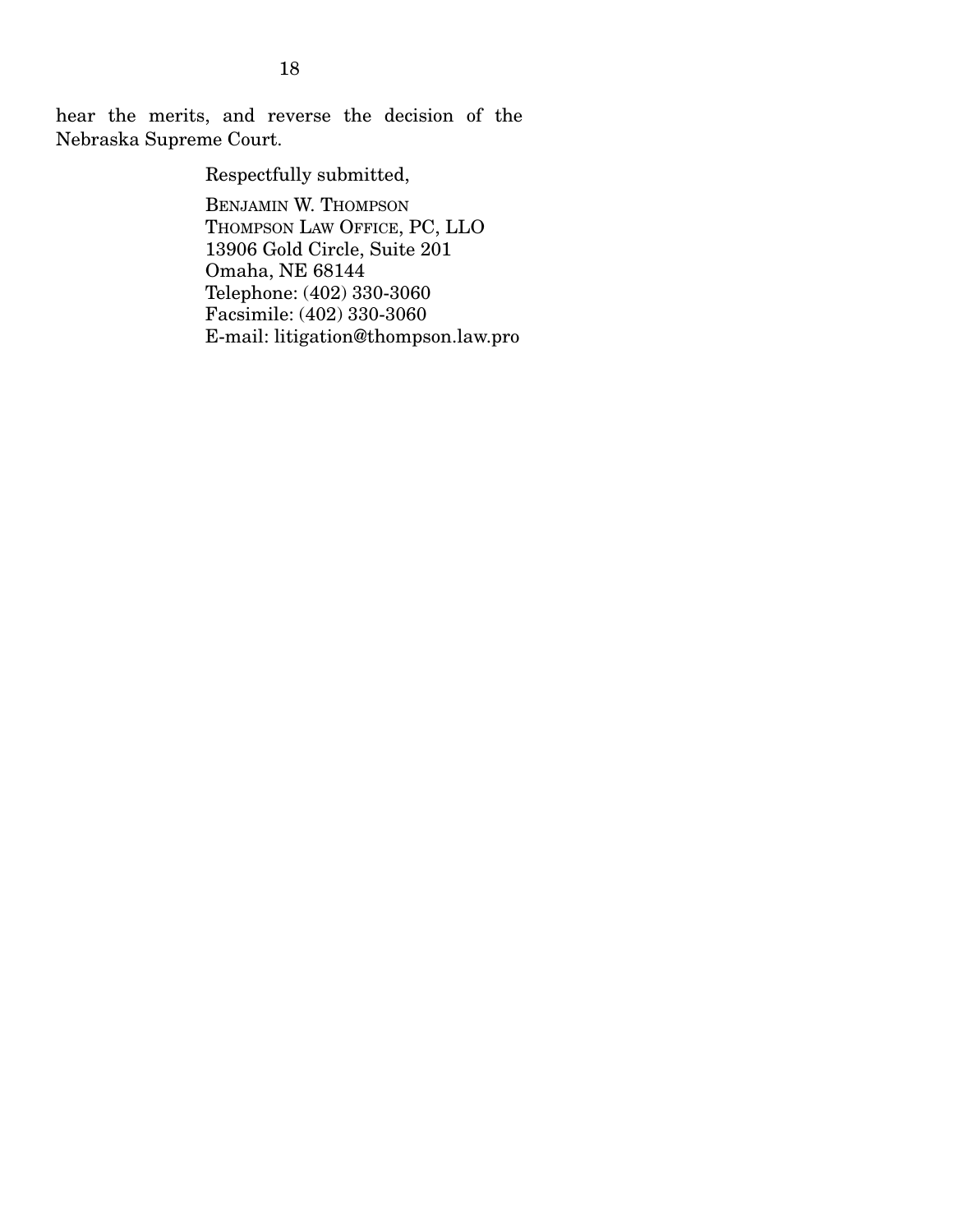hear the merits, and reverse the decision of the Nebraska Supreme Court.

Respectfully submitted,

BENJAMIN W. THOMPSON
THOMPSON LAW OFFICE, PC, LLO
13906 Gold Circle, Suite 201
Omaha, NE 68144
Telephone: (402) 330-3060
Facsimile: (402) 330-3060
E-mail: litigation@thompson.law.pro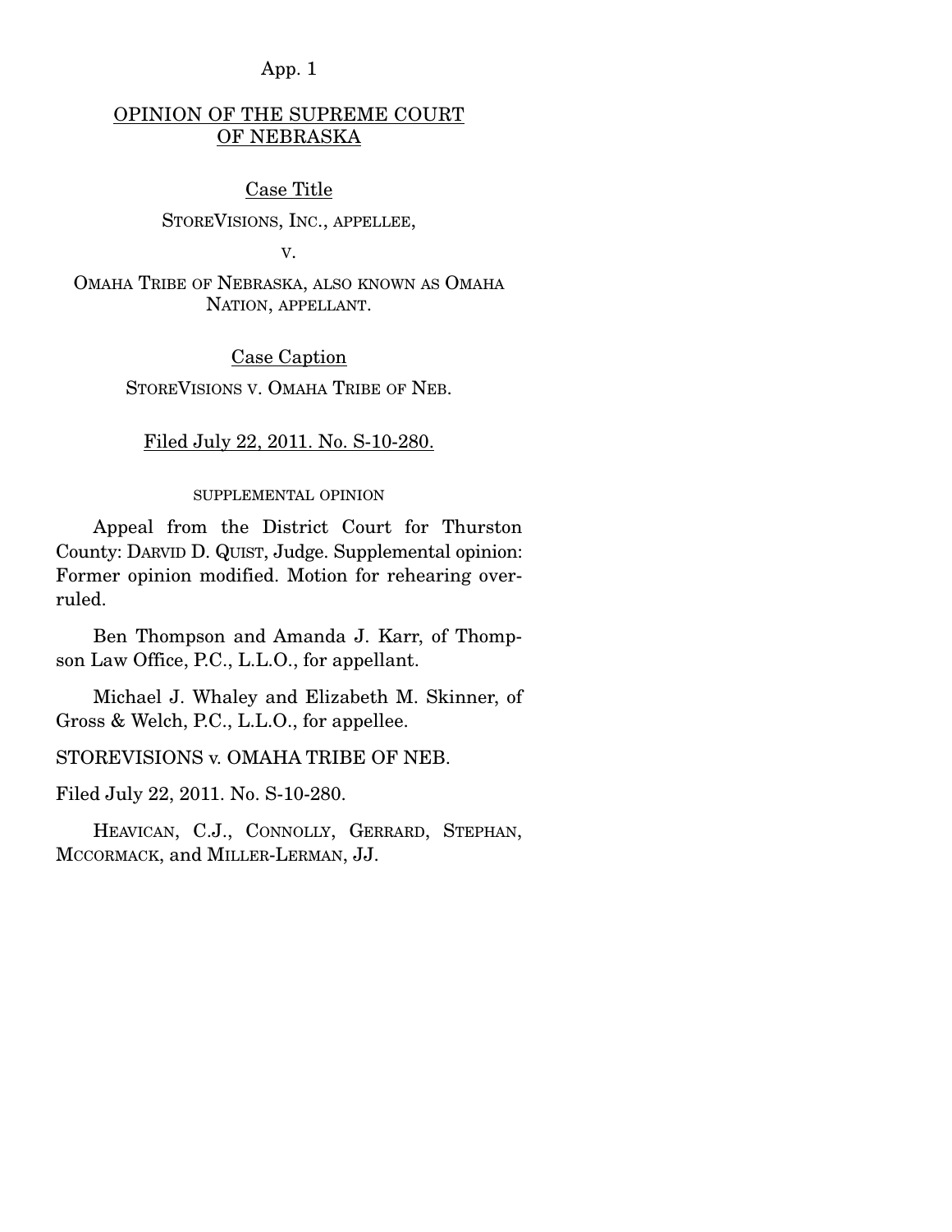OPINION OF THE SUPREME COURT OF NEBRASKA

Case Title

STOREVISIONS, INC., APPELLEE,

v.

OMAHA TRIBE OF NEBRASKA, ALSO KNOWN AS OMAHA NATION, APPELLANT.

Case Caption

STOREVISIONS v. OMAHA TRIBE OF NEB.

Filed July 22, 2011. No. S-10-280.

SUPPLEMENTAL OPINION

Appeal from the District Court for Thurston County: DARVID D. QUIST, Judge. Supplemental opinion: Former opinion modified. Motion for rehearing overruled.

Ben Thompson and Amanda J. Karr, of Thompson Law Office, P.C., L.L.O., for appellant.

Michael J. Whaley and Elizabeth M. Skinner, of Gross & Welch, P.C., L.L.O., for appellee.

STOREVISIONS v. OMAHA TRIBE OF NEB.

Filed July 22, 2011. No. S-10-280.

HEAVICAN, C.J., CONNOLLY, GERRARD, STEPHAN, MCCORMACK, and MILLER-LERMAN, JJ.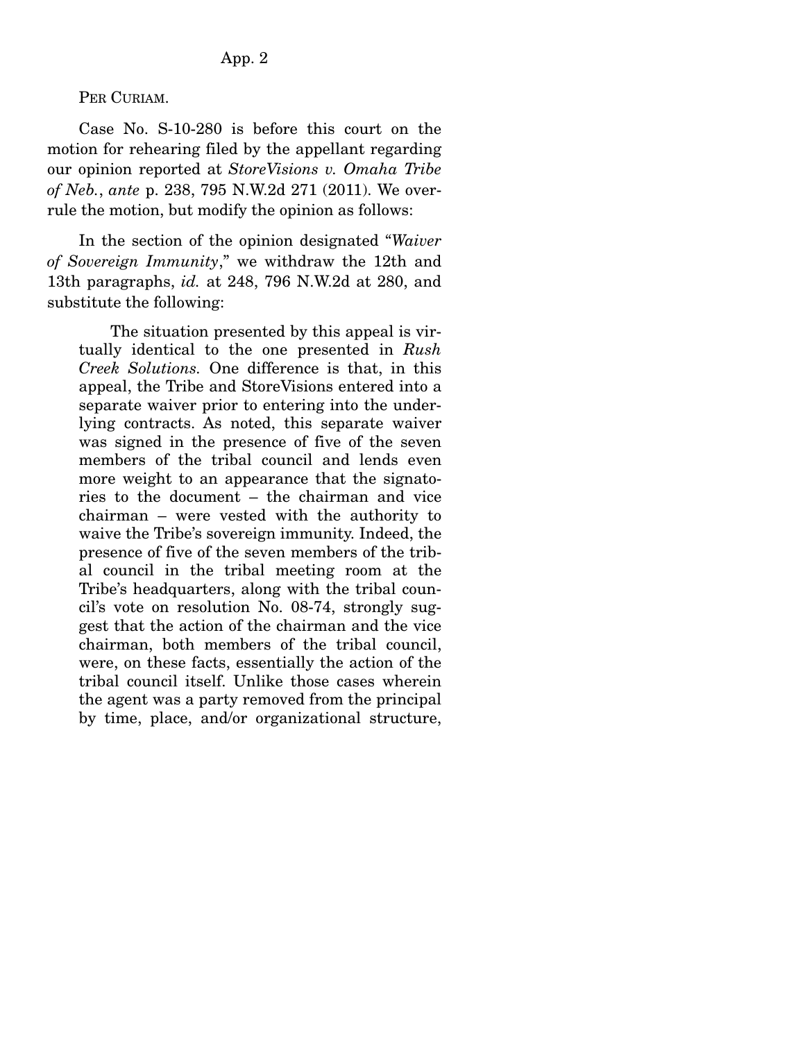PER CURIAM.

Case No. S-10-280 is before this court on the motion for rehearing filed by the appellant regarding our opinion reported at *StoreVisions v. Omaha Tribe of Neb.*, *ante* p. 238, 795 N.W.2d 271 (2011). We overrule the motion, but modify the opinion as follows:

In the section of the opinion designated "*Waiver of Sovereign Immunity*," we withdraw the 12th and 13th paragraphs, *id.* at 248, 796 N.W.2d at 280, and substitute the following:

> The situation presented by this appeal is virtually identical to the one presented in *Rush Creek Solutions.* One difference is that, in this appeal, the Tribe and StoreVisions entered into a separate waiver prior to entering into the underlying contracts. As noted, this separate waiver was signed in the presence of five of the seven members of the tribal council and lends even more weight to an appearance that the signatories to the document – the chairman and vice chairman – were vested with the authority to waive the Tribe's sovereign immunity. Indeed, the presence of five of the seven members of the tribal council in the tribal meeting room at the Tribe's headquarters, along with the tribal council's vote on resolution No. 08-74, strongly suggest that the action of the chairman and the vice chairman, both members of the tribal council, were, on these facts, essentially the action of the tribal council itself. Unlike those cases wherein the agent was a party removed from the principal by time, place, and/or organizational structure,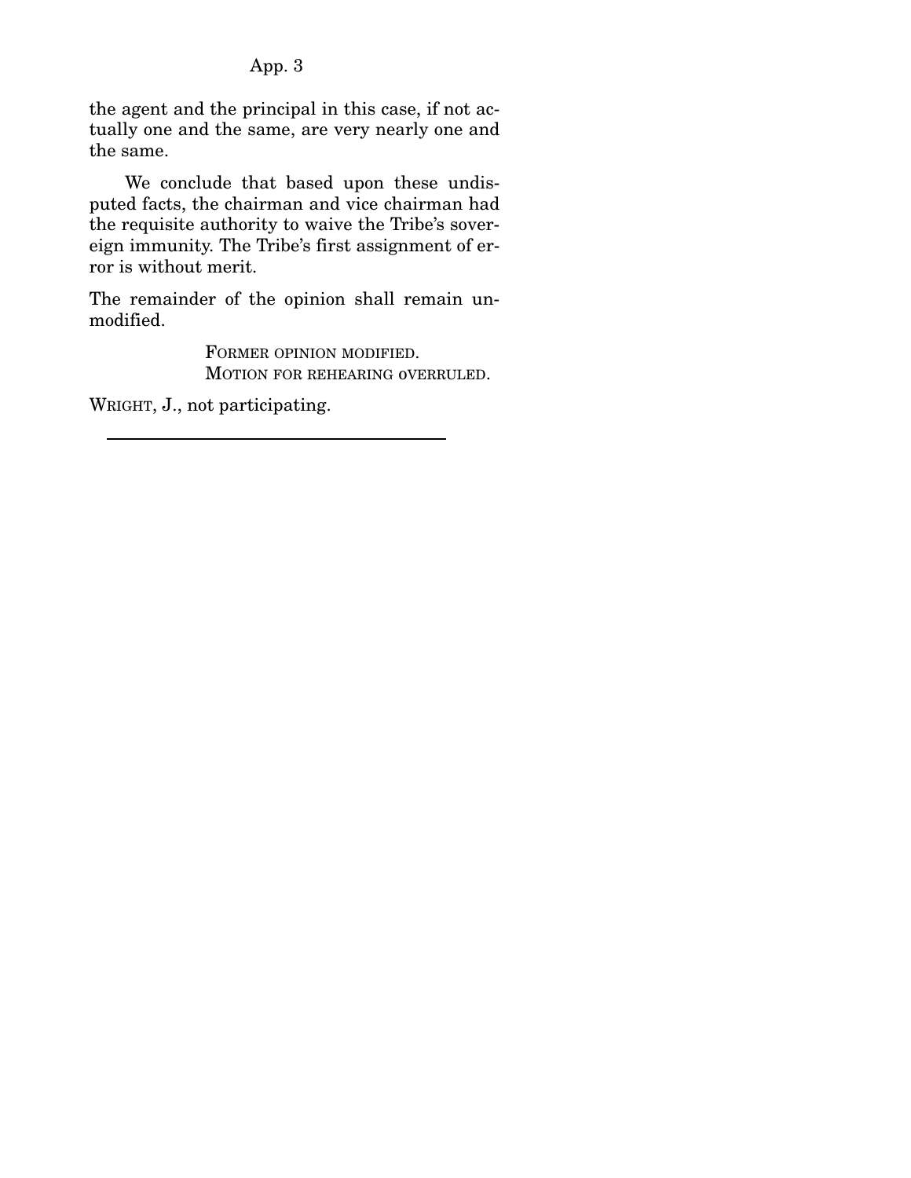the agent and the principal in this case, if not actually one and the same, are very nearly one and the same.

We conclude that based upon these undisputed facts, the chairman and vice chairman had the requisite authority to waive the Tribe's sovereign immunity. The Tribe's first assignment of error is without merit.

The remainder of the opinion shall remain unmodified.

FORMER OPINION MODIFIED.
MOTION FOR REHEARING OVERRULED.

WRIGHT, J., not participating.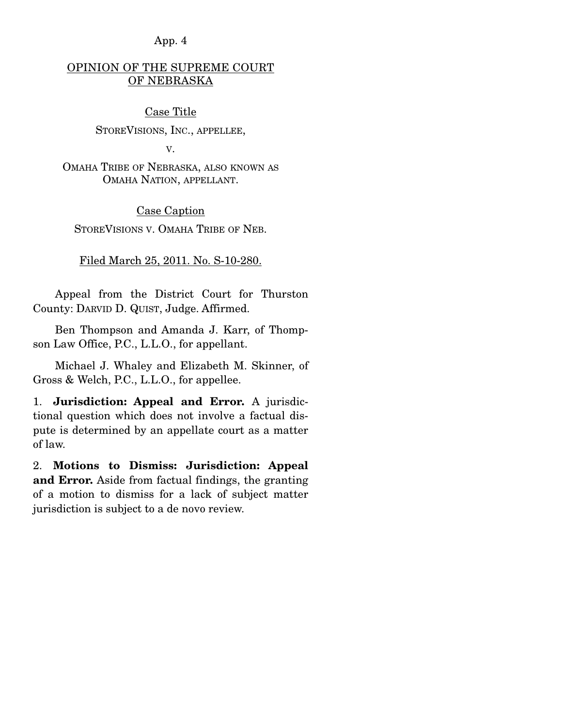## OPINION OF THE SUPREME COURT OF NEBRASKA

Case Title

StoreVisions, Inc., appellee,

v.

Omaha Tribe of Nebraska, also known as Omaha Nation, appellant.

Case Caption

StoreVisions v. Omaha Tribe of Neb.

Filed March 25, 2011. No. S-10-280.

Appeal from the District Court for Thurston County: Darvid D. Quist, Judge. Affirmed.

Ben Thompson and Amanda J. Karr, of Thompson Law Office, P.C., L.L.O., for appellant.

Michael J. Whaley and Elizabeth M. Skinner, of Gross & Welch, P.C., L.L.O., for appellee.

1. **Jurisdiction: Appeal and Error.** A jurisdictional question which does not involve a factual dispute is determined by an appellate court as a matter of law.

2. **Motions to Dismiss: Jurisdiction: Appeal and Error.** Aside from factual findings, the granting of a motion to dismiss for a lack of subject matter jurisdiction is subject to a de novo review.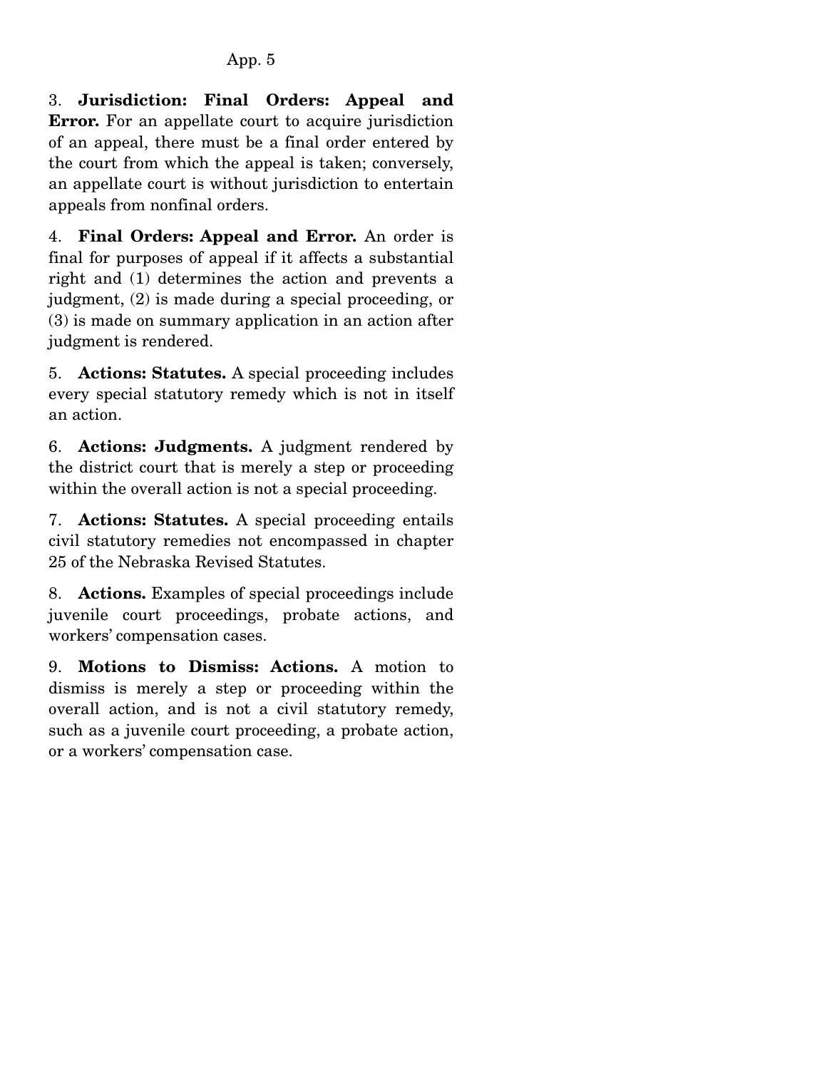3. **Jurisdiction: Final Orders: Appeal and Error.** For an appellate court to acquire jurisdiction of an appeal, there must be a final order entered by the court from which the appeal is taken; conversely, an appellate court is without jurisdiction to entertain appeals from nonfinal orders.

4. **Final Orders: Appeal and Error.** An order is final for purposes of appeal if it affects a substantial right and (1) determines the action and prevents a judgment, (2) is made during a special proceeding, or (3) is made on summary application in an action after judgment is rendered.

5. **Actions: Statutes.** A special proceeding includes every special statutory remedy which is not in itself an action.

6. **Actions: Judgments.** A judgment rendered by the district court that is merely a step or proceeding within the overall action is not a special proceeding.

7. **Actions: Statutes.** A special proceeding entails civil statutory remedies not encompassed in chapter 25 of the Nebraska Revised Statutes.

8. **Actions.** Examples of special proceedings include juvenile court proceedings, probate actions, and workers' compensation cases.

9. **Motions to Dismiss: Actions.** A motion to dismiss is merely a step or proceeding within the overall action, and is not a civil statutory remedy, such as a juvenile court proceeding, a probate action, or a workers' compensation case.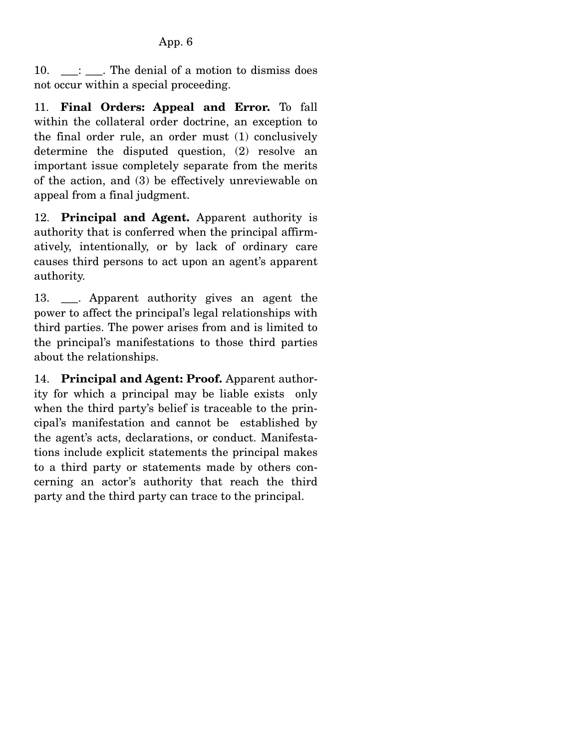10. ___: ___. The denial of a motion to dismiss does not occur within a special proceeding.

11. **Final Orders: Appeal and Error.** To fall within the collateral order doctrine, an exception to the final order rule, an order must (1) conclusively determine the disputed question, (2) resolve an important issue completely separate from the merits of the action, and (3) be effectively unreviewable on appeal from a final judgment.

12. **Principal and Agent.** Apparent authority is authority that is conferred when the principal affirmatively, intentionally, or by lack of ordinary care causes third persons to act upon an agent's apparent authority.

13. ___. Apparent authority gives an agent the power to affect the principal's legal relationships with third parties. The power arises from and is limited to the principal's manifestations to those third parties about the relationships.

14. **Principal and Agent: Proof.** Apparent authority for which a principal may be liable exists only when the third party's belief is traceable to the principal's manifestation and cannot be established by the agent's acts, declarations, or conduct. Manifestations include explicit statements the principal makes to a third party or statements made by others concerning an actor's authority that reach the third party and the third party can trace to the principal.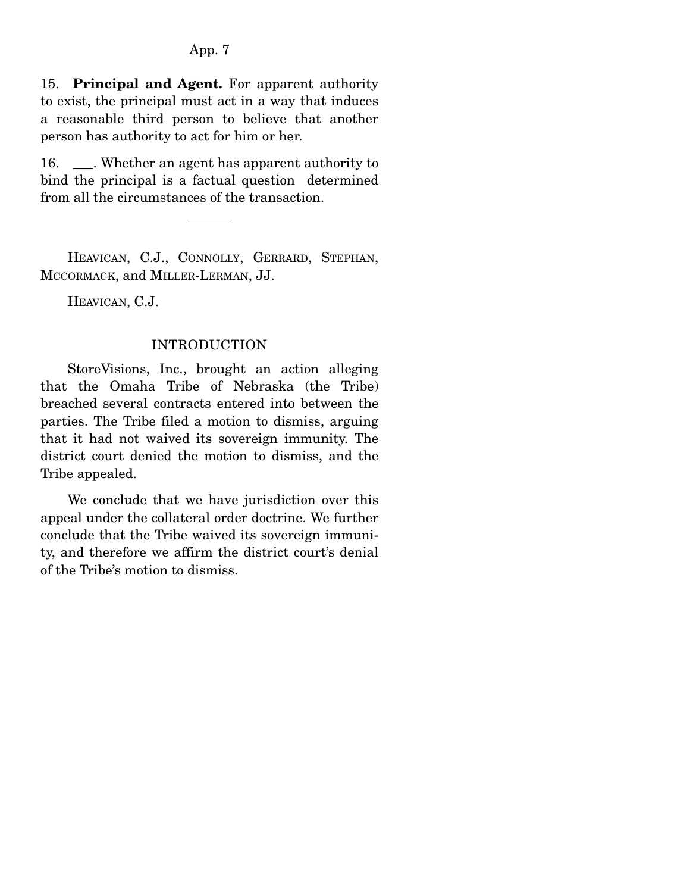15. **Principal and Agent.** For apparent authority to exist, the principal must act in a way that induces a reasonable third person to believe that another person has authority to act for him or her.

16. ___. Whether an agent has apparent authority to bind the principal is a factual question determined from all the circumstances of the transaction.

---

HEAVICAN, C.J., CONNOLLY, GERRARD, STEPHAN, MCCORMACK, and MILLER-LERMAN, JJ.

HEAVICAN, C.J.

## INTRODUCTION

StoreVisions, Inc., brought an action alleging that the Omaha Tribe of Nebraska (the Tribe) breached several contracts entered into between the parties. The Tribe filed a motion to dismiss, arguing that it had not waived its sovereign immunity. The district court denied the motion to dismiss, and the Tribe appealed.

We conclude that we have jurisdiction over this appeal under the collateral order doctrine. We further conclude that the Tribe waived its sovereign immunity, and therefore we affirm the district court's denial of the Tribe's motion to dismiss.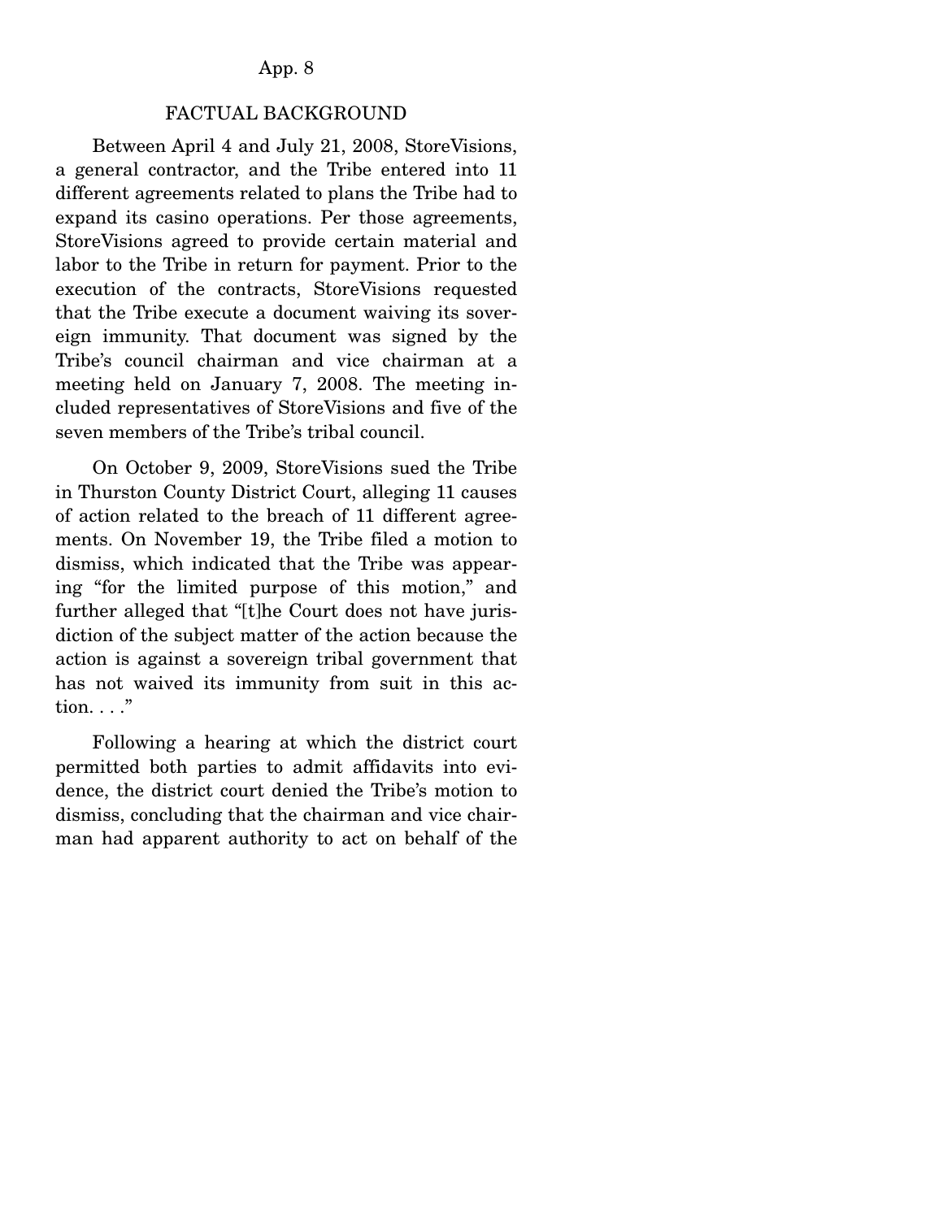## FACTUAL BACKGROUND

Between April 4 and July 21, 2008, StoreVisions, a general contractor, and the Tribe entered into 11 different agreements related to plans the Tribe had to expand its casino operations. Per those agreements, StoreVisions agreed to provide certain material and labor to the Tribe in return for payment. Prior to the execution of the contracts, StoreVisions requested that the Tribe execute a document waiving its sovereign immunity. That document was signed by the Tribe's council chairman and vice chairman at a meeting held on January 7, 2008. The meeting included representatives of StoreVisions and five of the seven members of the Tribe's tribal council.

On October 9, 2009, StoreVisions sued the Tribe in Thurston County District Court, alleging 11 causes of action related to the breach of 11 different agreements. On November 19, the Tribe filed a motion to dismiss, which indicated that the Tribe was appearing "for the limited purpose of this motion," and further alleged that "[t]he Court does not have jurisdiction of the subject matter of the action because the action is against a sovereign tribal government that has not waived its immunity from suit in this action. . . ."

Following a hearing at which the district court permitted both parties to admit affidavits into evidence, the district court denied the Tribe's motion to dismiss, concluding that the chairman and vice chairman had apparent authority to act on behalf of the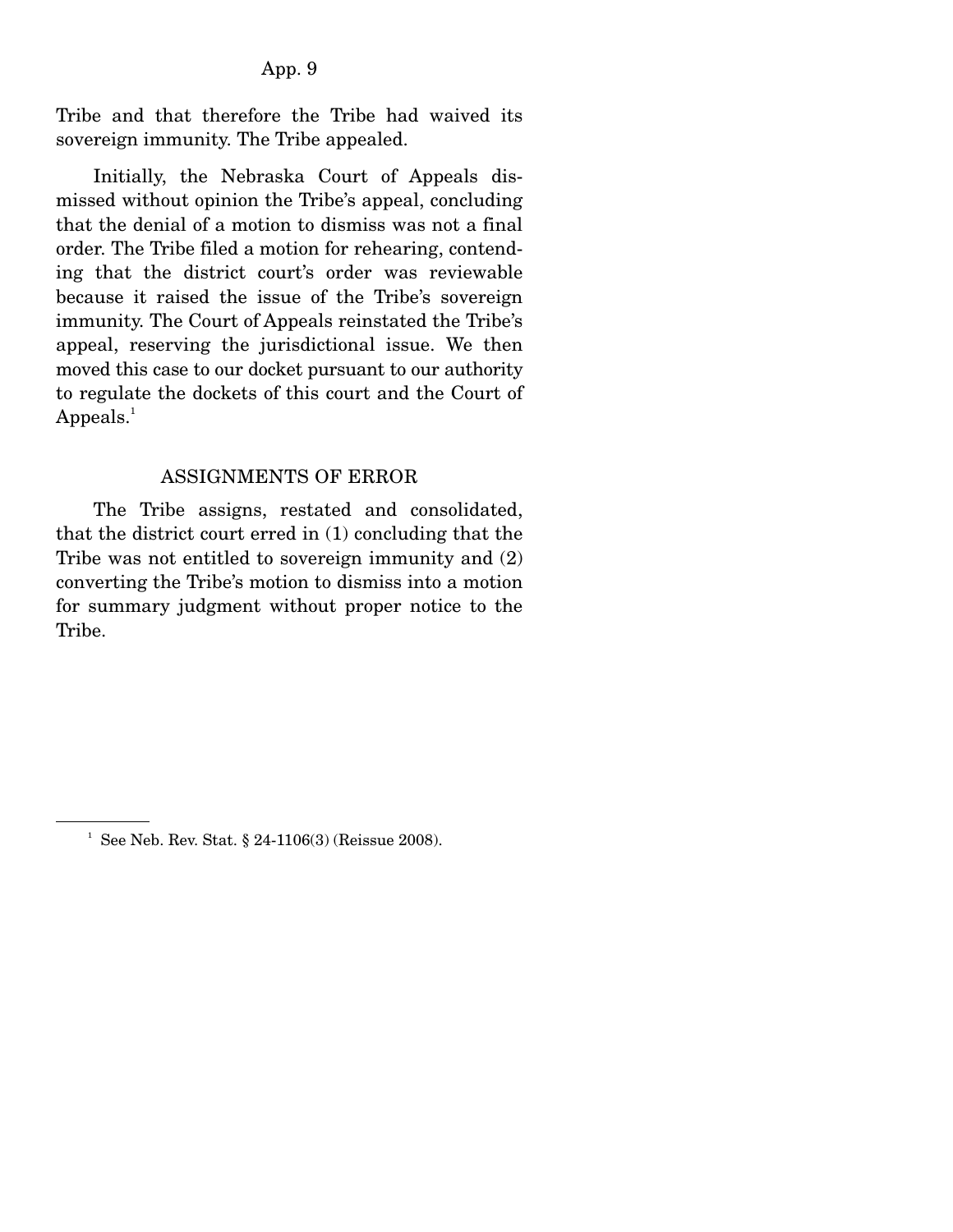Tribe and that therefore the Tribe had waived its sovereign immunity. The Tribe appealed.

Initially, the Nebraska Court of Appeals dismissed without opinion the Tribe's appeal, concluding that the denial of a motion to dismiss was not a final order. The Tribe filed a motion for rehearing, contending that the district court's order was reviewable because it raised the issue of the Tribe's sovereign immunity. The Court of Appeals reinstated the Tribe's appeal, reserving the jurisdictional issue. We then moved this case to our docket pursuant to our authority to regulate the dockets of this court and the Court of Appeals.[1]

## ASSIGNMENTS OF ERROR

The Tribe assigns, restated and consolidated, that the district court erred in (1) concluding that the Tribe was not entitled to sovereign immunity and (2) converting the Tribe's motion to dismiss into a motion for summary judgment without proper notice to the Tribe.

---

[1] See Neb. Rev. Stat. § 24-1106(3) (Reissue 2008).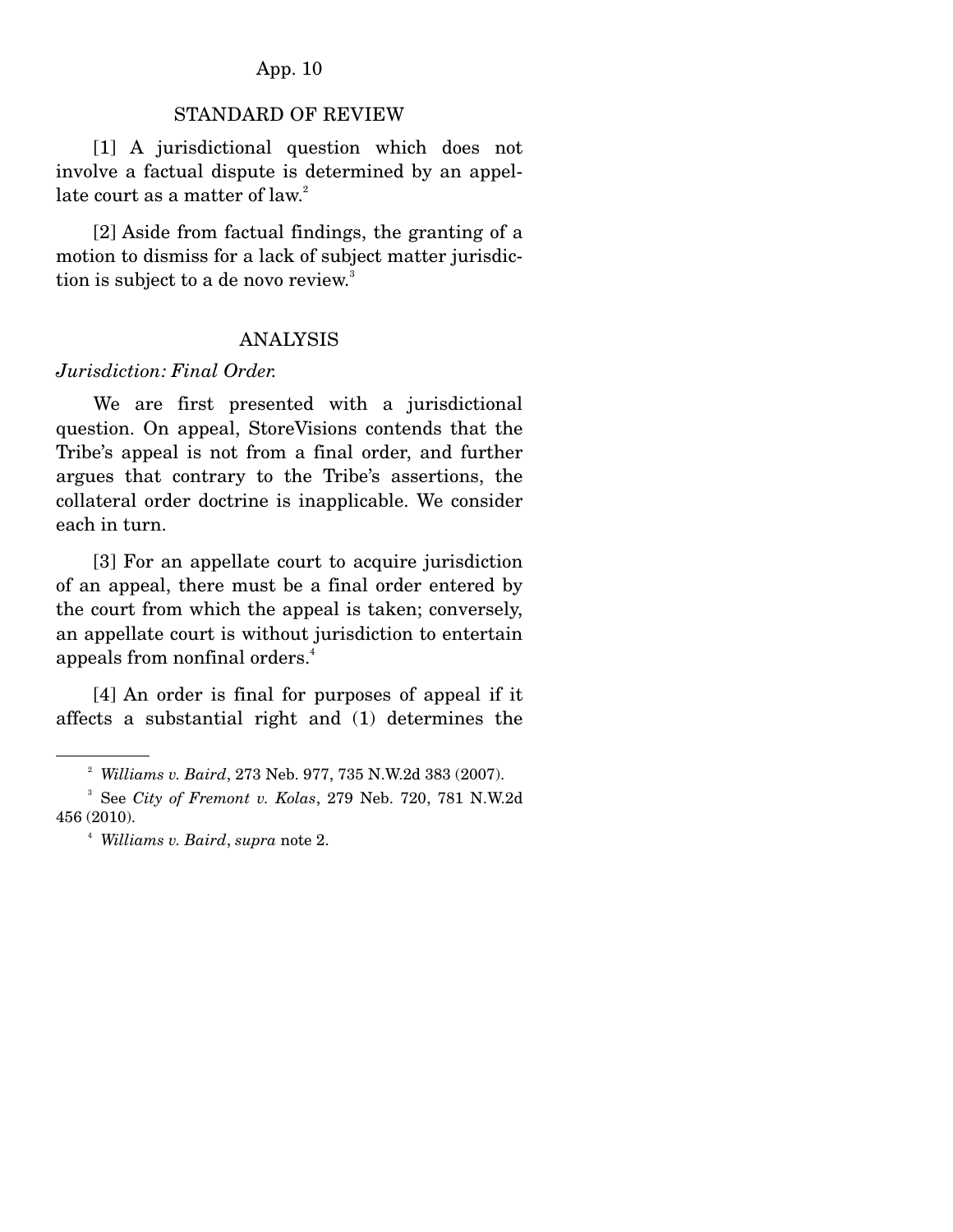## STANDARD OF REVIEW

[1] A jurisdictional question which does not involve a factual dispute is determined by an appellate court as a matter of law.[2]

[2] Aside from factual findings, the granting of a motion to dismiss for a lack of subject matter jurisdiction is subject to a de novo review.[3]

## ANALYSIS

*Jurisdiction: Final Order.*

We are first presented with a jurisdictional question. On appeal, StoreVisions contends that the Tribe's appeal is not from a final order, and further argues that contrary to the Tribe's assertions, the collateral order doctrine is inapplicable. We consider each in turn.

[3] For an appellate court to acquire jurisdiction of an appeal, there must be a final order entered by the court from which the appeal is taken; conversely, an appellate court is without jurisdiction to entertain appeals from nonfinal orders.[4]

[4] An order is final for purposes of appeal if it affects a substantial right and (1) determines the

---

[2] *Williams v. Baird*, 273 Neb. 977, 735 N.W.2d 383 (2007).

[3] See *City of Fremont v. Kolas*, 279 Neb. 720, 781 N.W.2d 456 (2010).

[4] *Williams v. Baird*, *supra* note 2.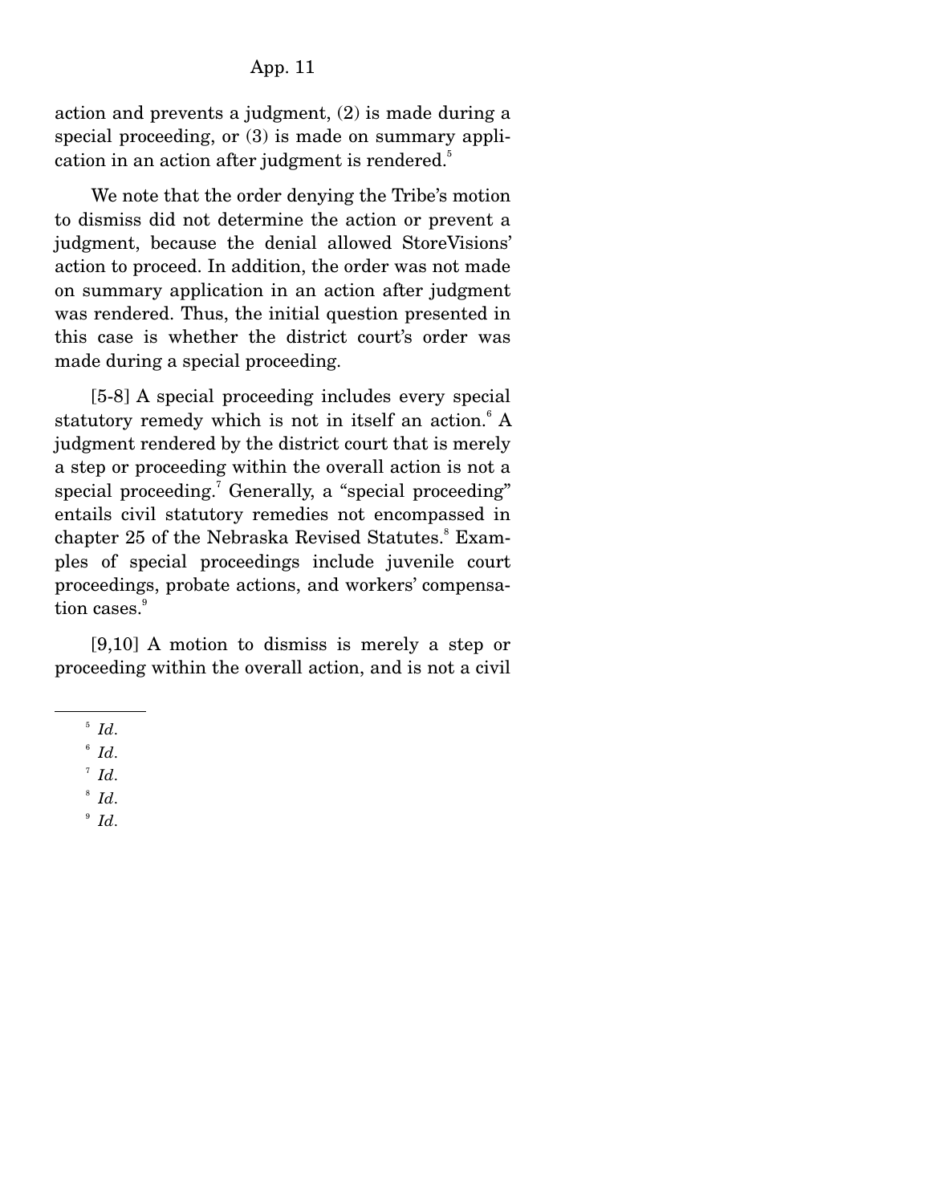action and prevents a judgment, (2) is made during a special proceeding, or (3) is made on summary application in an action after judgment is rendered.[5]

We note that the order denying the Tribe's motion to dismiss did not determine the action or prevent a judgment, because the denial allowed StoreVisions' action to proceed. In addition, the order was not made on summary application in an action after judgment was rendered. Thus, the initial question presented in this case is whether the district court's order was made during a special proceeding.

[5-8] A special proceeding includes every special statutory remedy which is not in itself an action.[6] A judgment rendered by the district court that is merely a step or proceeding within the overall action is not a special proceeding.[7] Generally, a "special proceeding" entails civil statutory remedies not encompassed in chapter 25 of the Nebraska Revised Statutes.[8] Examples of special proceedings include juvenile court proceedings, probate actions, and workers' compensation cases.[9]

[9,10] A motion to dismiss is merely a step or proceeding within the overall action, and is not a civil

---

[5] *Id.*

[6] *Id.*

[7] *Id.*

[8] *Id.*

[9] *Id.*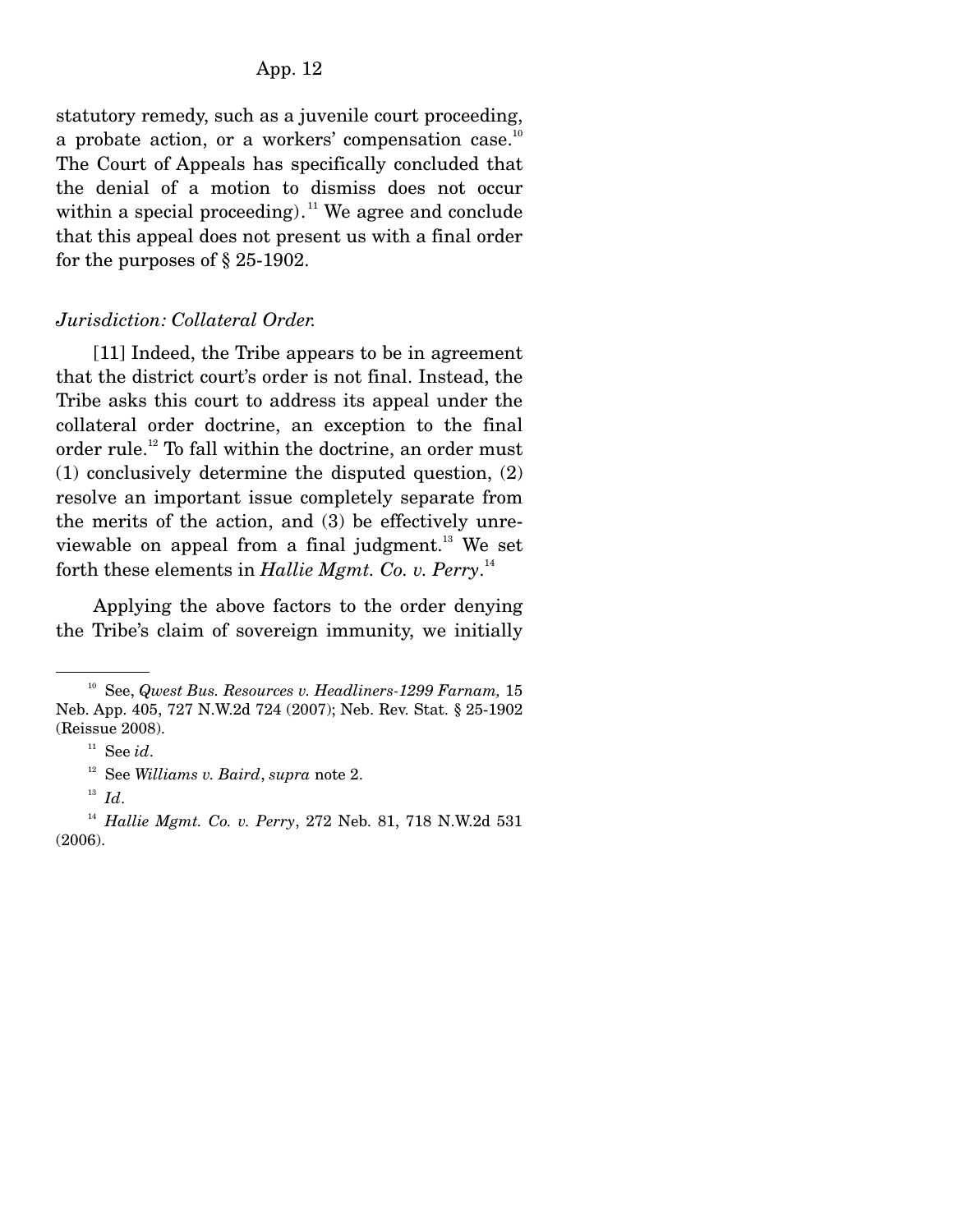statutory remedy, such as a juvenile court proceeding, a probate action, or a workers' compensation case.[10] The Court of Appeals has specifically concluded that the denial of a motion to dismiss does not occur within a special proceeding).[11] We agree and conclude that this appeal does not present us with a final order for the purposes of § 25-1902.

*Jurisdiction: Collateral Order.*

[11] Indeed, the Tribe appears to be in agreement that the district court's order is not final. Instead, the Tribe asks this court to address its appeal under the collateral order doctrine, an exception to the final order rule.[12] To fall within the doctrine, an order must (1) conclusively determine the disputed question, (2) resolve an important issue completely separate from the merits of the action, and (3) be effectively unreviewable on appeal from a final judgment.[13] We set forth these elements in *Hallie Mgmt. Co. v. Perry*.[14]

Applying the above factors to the order denying the Tribe's claim of sovereign immunity, we initially

---

[10] See, *Qwest Bus. Resources v. Headliners-1299 Farnam,* 15 Neb. App. 405, 727 N.W.2d 724 (2007); Neb. Rev. Stat. § 25-1902 (Reissue 2008).

[11] See *id*.

[12] See *Williams v. Baird*, *supra* note 2.

[13] *Id*.

[14] *Hallie Mgmt. Co. v. Perry*, 272 Neb. 81, 718 N.W.2d 531 (2006).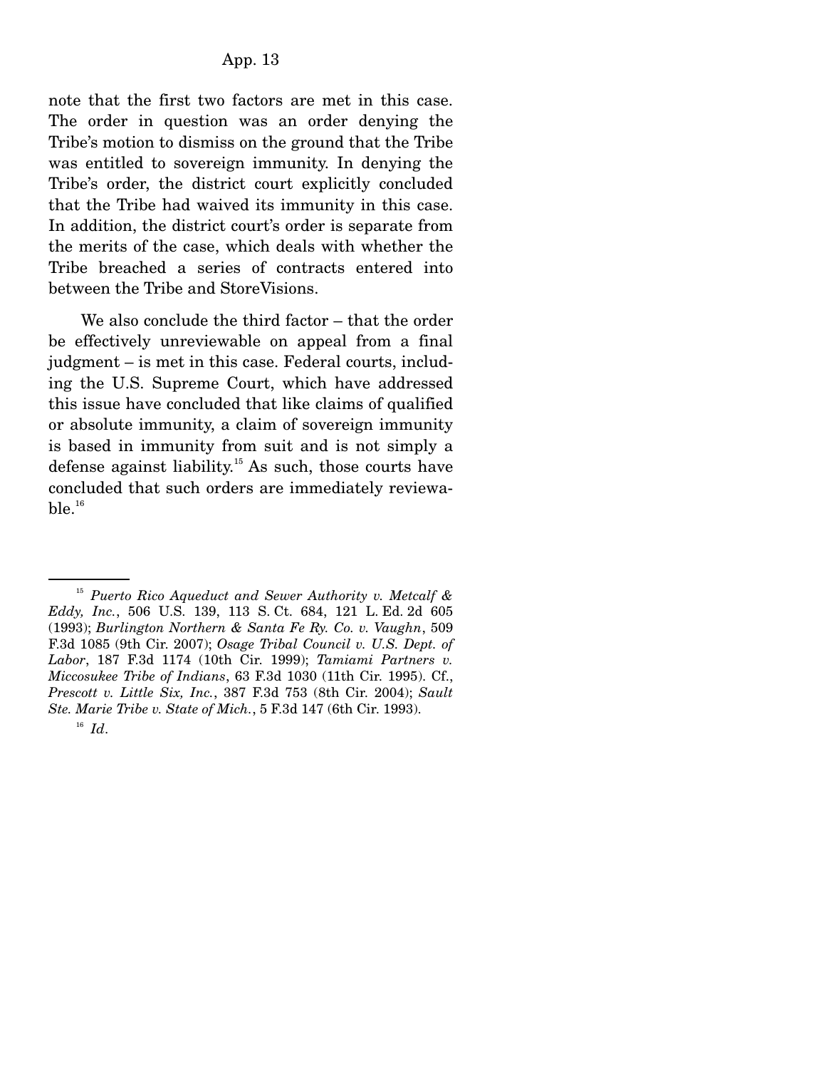note that the first two factors are met in this case. The order in question was an order denying the Tribe's motion to dismiss on the ground that the Tribe was entitled to sovereign immunity. In denying the Tribe's order, the district court explicitly concluded that the Tribe had waived its immunity in this case. In addition, the district court's order is separate from the merits of the case, which deals with whether the Tribe breached a series of contracts entered into between the Tribe and StoreVisions.

We also conclude the third factor – that the order be effectively unreviewable on appeal from a final judgment – is met in this case. Federal courts, including the U.S. Supreme Court, which have addressed this issue have concluded that like claims of qualified or absolute immunity, a claim of sovereign immunity is based in immunity from suit and is not simply a defense against liability.[15] As such, those courts have concluded that such orders are immediately reviewable.[16]

---

[15] *Puerto Rico Aqueduct and Sewer Authority v. Metcalf & Eddy, Inc.*, 506 U.S. 139, 113 S. Ct. 684, 121 L. Ed. 2d 605 (1993); *Burlington Northern & Santa Fe Ry. Co. v. Vaughn*, 509 F.3d 1085 (9th Cir. 2007); *Osage Tribal Council v. U.S. Dept. of Labor*, 187 F.3d 1174 (10th Cir. 1999); *Tamiami Partners v. Miccosukee Tribe of Indians*, 63 F.3d 1030 (11th Cir. 1995). Cf., *Prescott v. Little Six, Inc.*, 387 F.3d 753 (8th Cir. 2004); *Sault Ste. Marie Tribe v. State of Mich.*, 5 F.3d 147 (6th Cir. 1993).

[16] *Id*.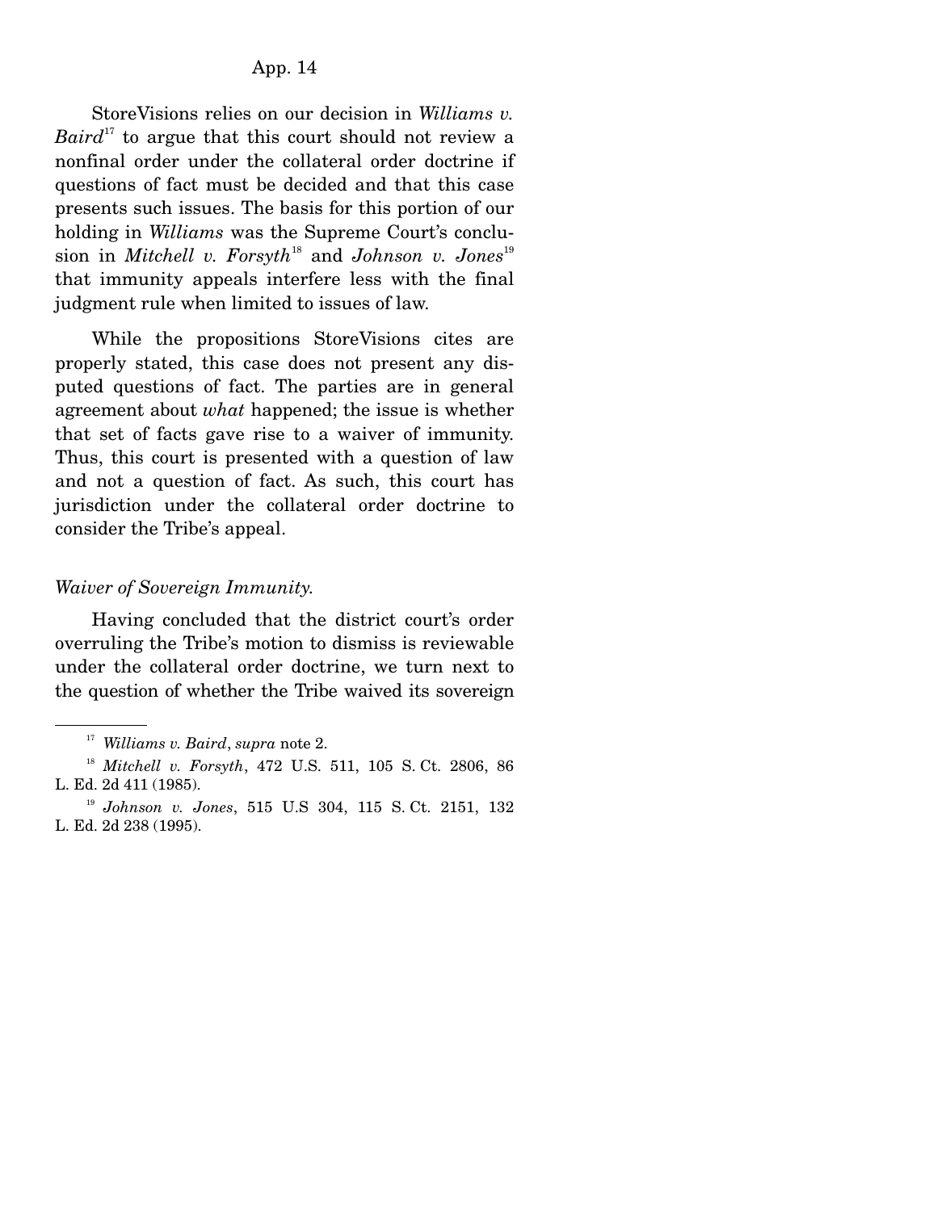StoreVisions relies on our decision in *Williams v. Baird*[17] to argue that this court should not review a nonfinal order under the collateral order doctrine if questions of fact must be decided and that this case presents such issues. The basis for this portion of our holding in *Williams* was the Supreme Court's conclusion in *Mitchell v. Forsyth*[18] and *Johnson v. Jones*[19] that immunity appeals interfere less with the final judgment rule when limited to issues of law.

While the propositions StoreVisions cites are properly stated, this case does not present any disputed questions of fact. The parties are in general agreement about *what* happened; the issue is whether that set of facts gave rise to a waiver of immunity. Thus, this court is presented with a question of law and not a question of fact. As such, this court has jurisdiction under the collateral order doctrine to consider the Tribe's appeal.

*Waiver of Sovereign Immunity.*

Having concluded that the district court's order overruling the Tribe's motion to dismiss is reviewable under the collateral order doctrine, we turn next to the question of whether the Tribe waived its sovereign

---

[17] *Williams v. Baird*, *supra* note 2.

[18] *Mitchell v. Forsyth*, 472 U.S. 511, 105 S. Ct. 2806, 86 L. Ed. 2d 411 (1985).

[19] *Johnson v. Jones*, 515 U.S 304, 115 S. Ct. 2151, 132 L. Ed. 2d 238 (1995).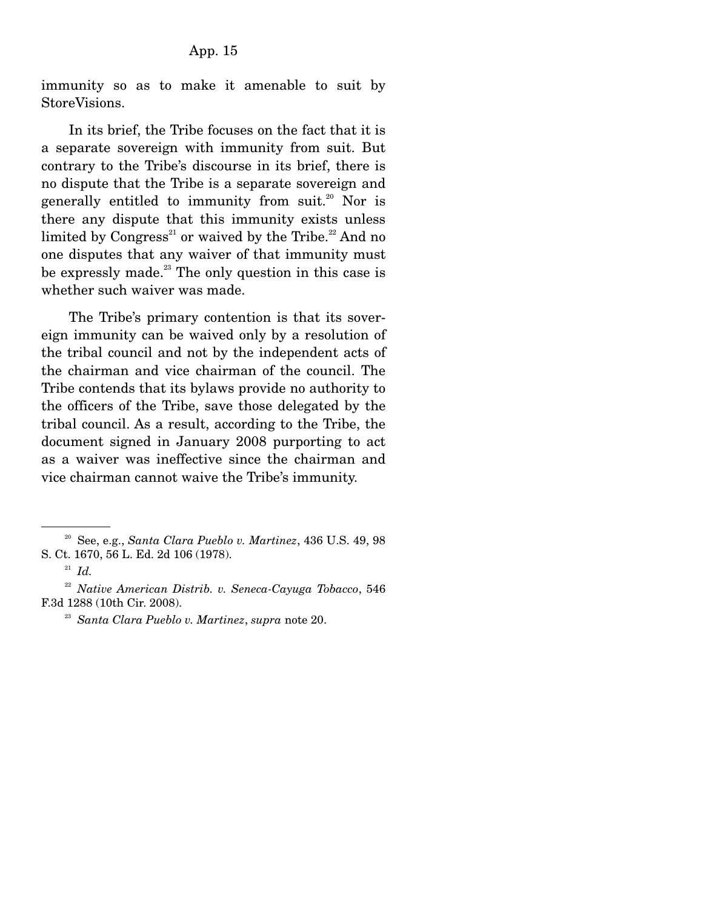immunity so as to make it amenable to suit by StoreVisions.

In its brief, the Tribe focuses on the fact that it is a separate sovereign with immunity from suit. But contrary to the Tribe's discourse in its brief, there is no dispute that the Tribe is a separate sovereign and generally entitled to immunity from suit.[20] Nor is there any dispute that this immunity exists unless limited by Congress[21] or waived by the Tribe.[22] And no one disputes that any waiver of that immunity must be expressly made.[23] The only question in this case is whether such waiver was made.

The Tribe's primary contention is that its sovereign immunity can be waived only by a resolution of the tribal council and not by the independent acts of the chairman and vice chairman of the council. The Tribe contends that its bylaws provide no authority to the officers of the Tribe, save those delegated by the tribal council. As a result, according to the Tribe, the document signed in January 2008 purporting to act as a waiver was ineffective since the chairman and vice chairman cannot waive the Tribe's immunity.

---

[20] See, e.g., *Santa Clara Pueblo v. Martinez*, 436 U.S. 49, 98 S. Ct. 1670, 56 L. Ed. 2d 106 (1978).

[21] *Id.*

[22] *Native American Distrib. v. Seneca-Cayuga Tobacco*, 546 F.3d 1288 (10th Cir. 2008).

[23] *Santa Clara Pueblo v. Martinez*, *supra* note 20.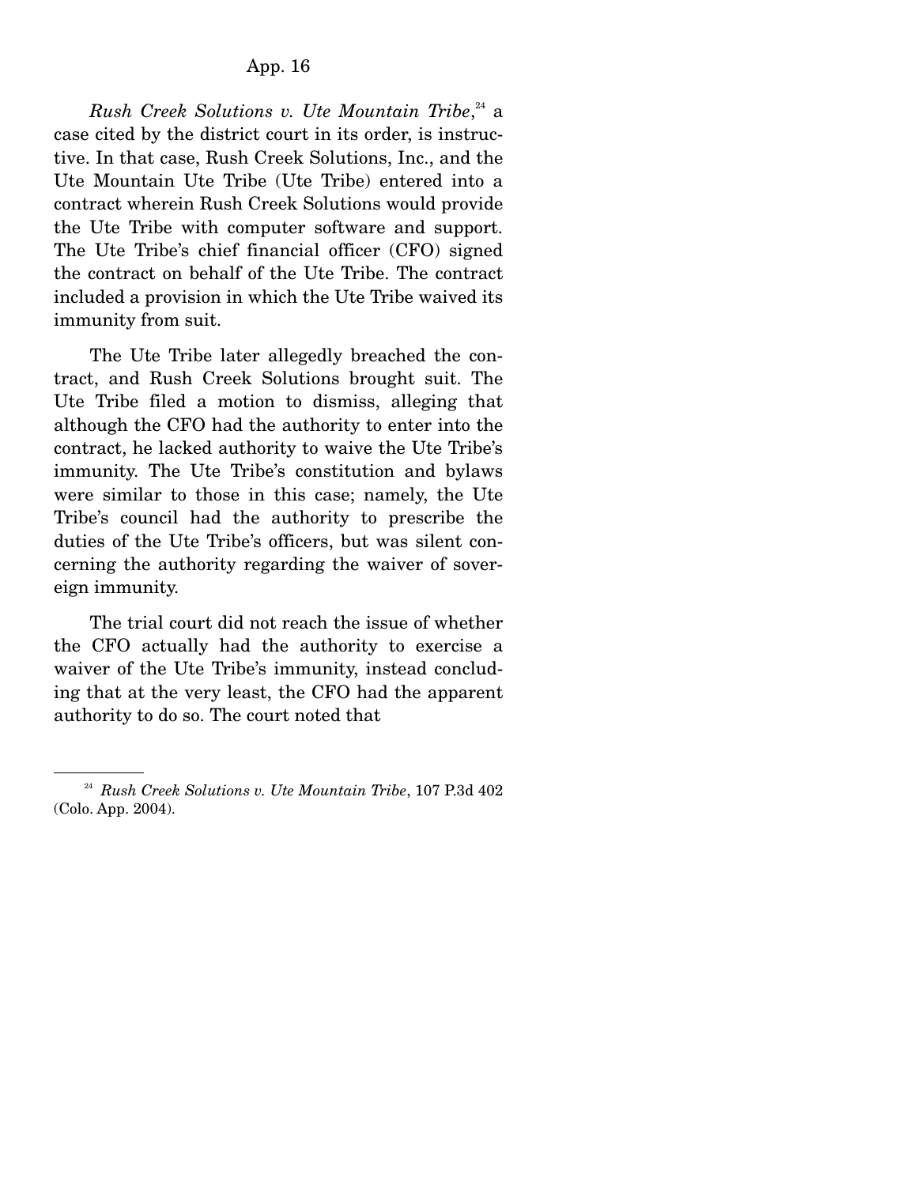*Rush Creek Solutions v. Ute Mountain Tribe*,[24] a case cited by the district court in its order, is instructive. In that case, Rush Creek Solutions, Inc., and the Ute Mountain Ute Tribe (Ute Tribe) entered into a contract wherein Rush Creek Solutions would provide the Ute Tribe with computer software and support. The Ute Tribe's chief financial officer (CFO) signed the contract on behalf of the Ute Tribe. The contract included a provision in which the Ute Tribe waived its immunity from suit.

The Ute Tribe later allegedly breached the contract, and Rush Creek Solutions brought suit. The Ute Tribe filed a motion to dismiss, alleging that although the CFO had the authority to enter into the contract, he lacked authority to waive the Ute Tribe's immunity. The Ute Tribe's constitution and bylaws were similar to those in this case; namely, the Ute Tribe's council had the authority to prescribe the duties of the Ute Tribe's officers, but was silent concerning the authority regarding the waiver of sovereign immunity.

The trial court did not reach the issue of whether the CFO actually had the authority to exercise a waiver of the Ute Tribe's immunity, instead concluding that at the very least, the CFO had the apparent authority to do so. The court noted that

---

[24] *Rush Creek Solutions v. Ute Mountain Tribe*, 107 P.3d 402 (Colo. App. 2004).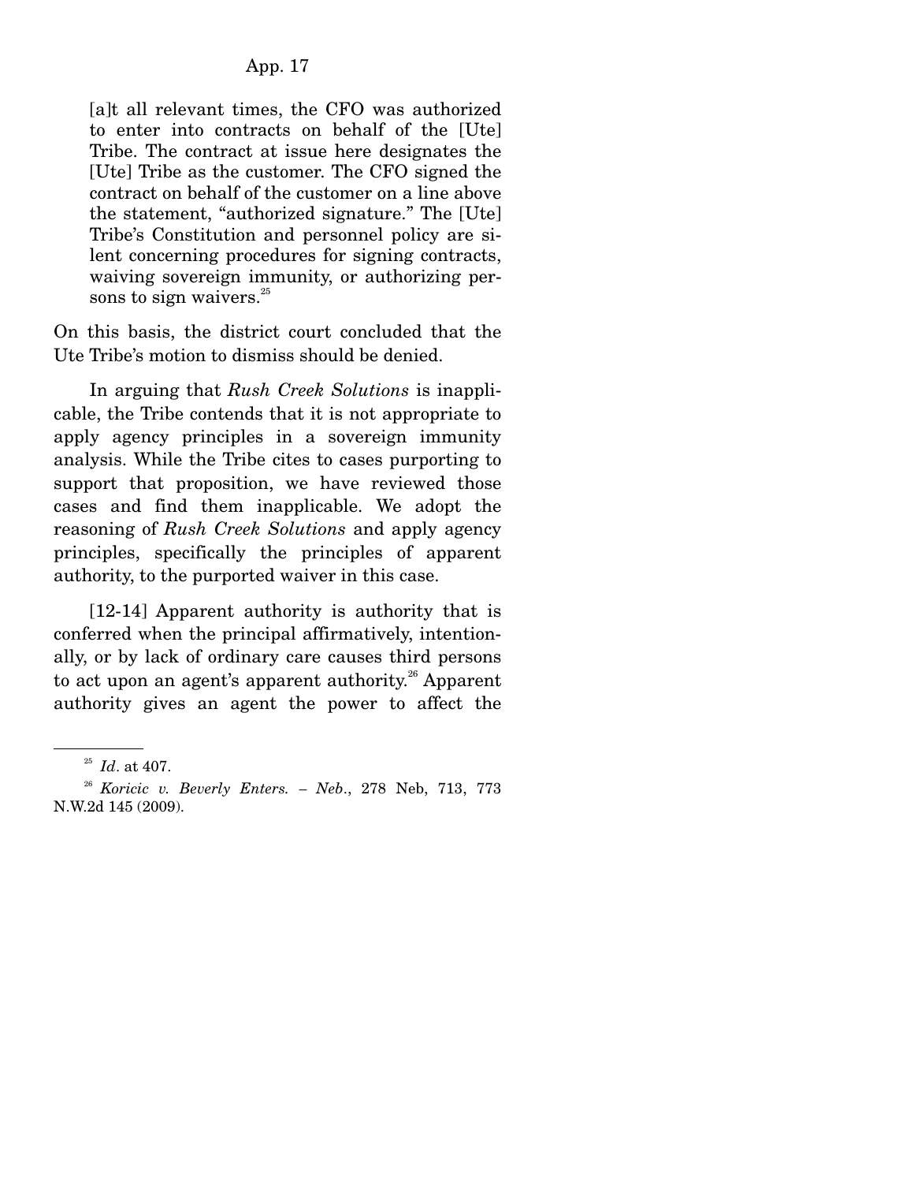> [a]t all relevant times, the CFO was authorized to enter into contracts on behalf of the [Ute] Tribe. The contract at issue here designates the [Ute] Tribe as the customer. The CFO signed the contract on behalf of the customer on a line above the statement, "authorized signature." The [Ute] Tribe's Constitution and personnel policy are silent concerning procedures for signing contracts, waiving sovereign immunity, or authorizing persons to sign waivers.[25]

On this basis, the district court concluded that the Ute Tribe's motion to dismiss should be denied.

In arguing that *Rush Creek Solutions* is inapplicable, the Tribe contends that it is not appropriate to apply agency principles in a sovereign immunity analysis. While the Tribe cites to cases purporting to support that proposition, we have reviewed those cases and find them inapplicable. We adopt the reasoning of *Rush Creek Solutions* and apply agency principles, specifically the principles of apparent authority, to the purported waiver in this case.

[12-14] Apparent authority is authority that is conferred when the principal affirmatively, intentionally, or by lack of ordinary care causes third persons to act upon an agent's apparent authority.[26] Apparent authority gives an agent the power to affect the

---

[25] *Id*. at 407.

[26] *Koricic v. Beverly Enters. – Neb*., 278 Neb, 713, 773 N.W.2d 145 (2009).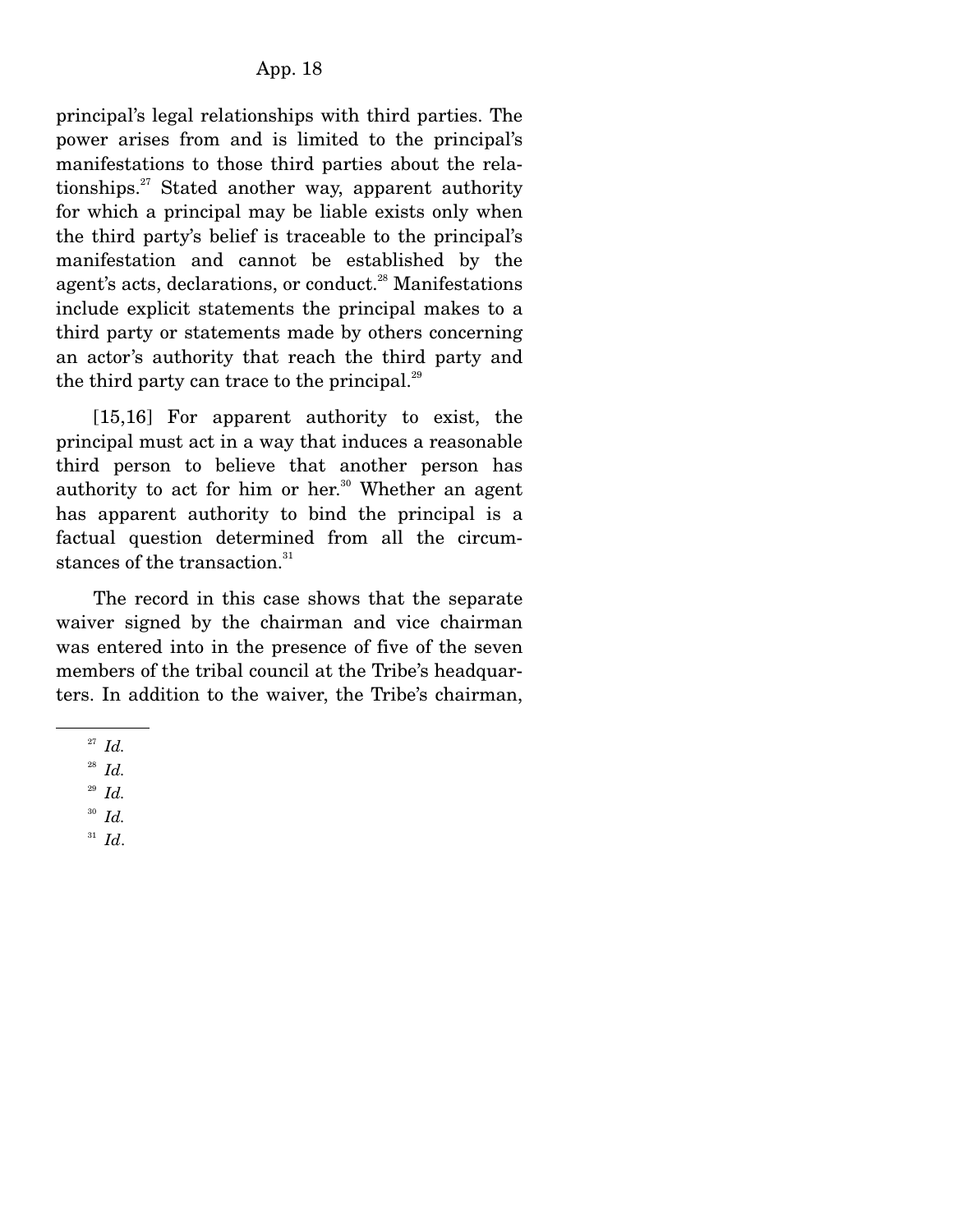principal's legal relationships with third parties. The power arises from and is limited to the principal's manifestations to those third parties about the relationships.[27] Stated another way, apparent authority for which a principal may be liable exists only when the third party's belief is traceable to the principal's manifestation and cannot be established by the agent's acts, declarations, or conduct.[28] Manifestations include explicit statements the principal makes to a third party or statements made by others concerning an actor's authority that reach the third party and the third party can trace to the principal.[29]

[15,16] For apparent authority to exist, the principal must act in a way that induces a reasonable third person to believe that another person has authority to act for him or her.[30] Whether an agent has apparent authority to bind the principal is a factual question determined from all the circumstances of the transaction.[31]

The record in this case shows that the separate waiver signed by the chairman and vice chairman was entered into in the presence of five of the seven members of the tribal council at the Tribe's headquarters. In addition to the waiver, the Tribe's chairman,

---

[27] *Id.*

[28] *Id.*

[29] *Id.*

[30] *Id.*

[31] *Id*.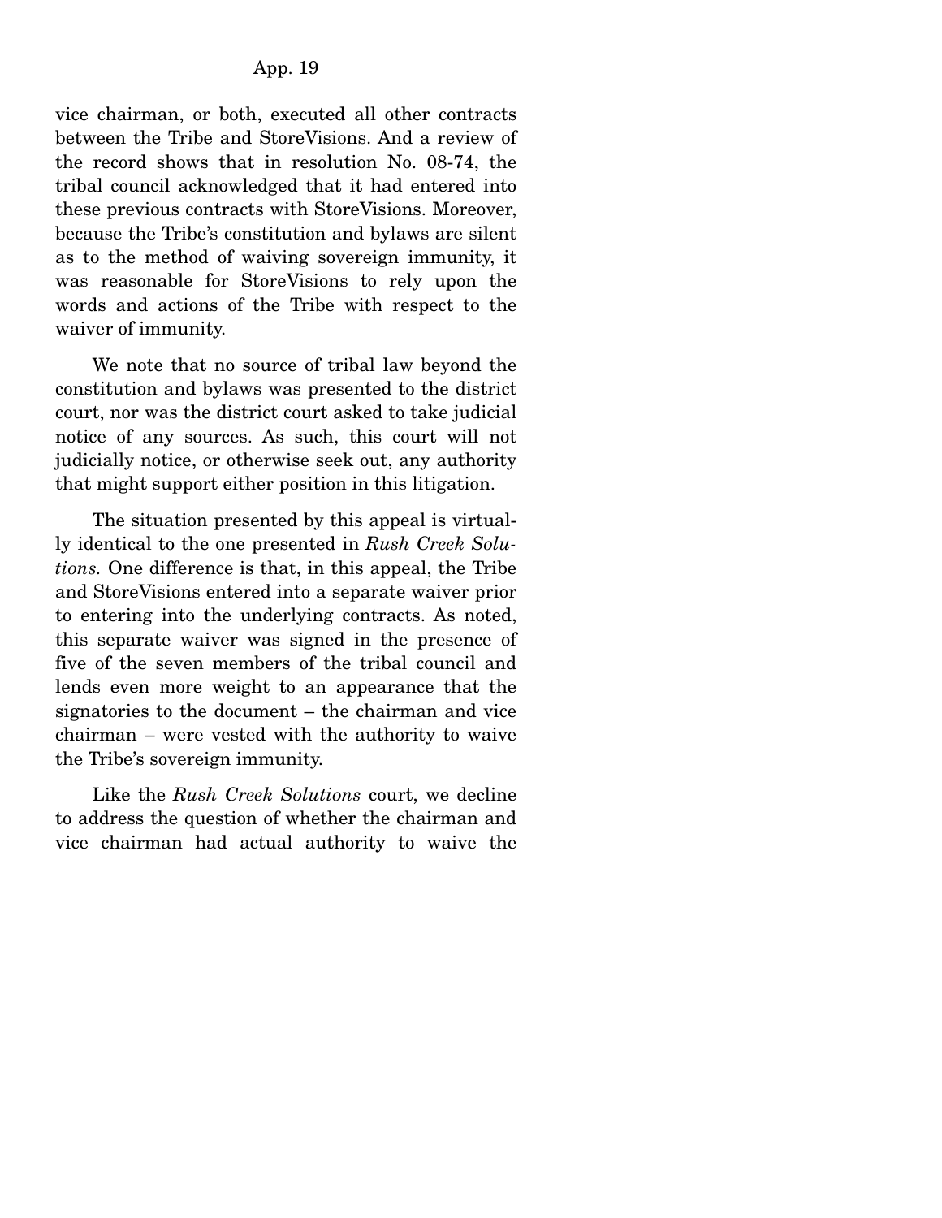vice chairman, or both, executed all other contracts between the Tribe and StoreVisions. And a review of the record shows that in resolution No. 08-74, the tribal council acknowledged that it had entered into these previous contracts with StoreVisions. Moreover, because the Tribe's constitution and bylaws are silent as to the method of waiving sovereign immunity, it was reasonable for StoreVisions to rely upon the words and actions of the Tribe with respect to the waiver of immunity.

We note that no source of tribal law beyond the constitution and bylaws was presented to the district court, nor was the district court asked to take judicial notice of any sources. As such, this court will not judicially notice, or otherwise seek out, any authority that might support either position in this litigation.

The situation presented by this appeal is virtually identical to the one presented in *Rush Creek Solutions.* One difference is that, in this appeal, the Tribe and StoreVisions entered into a separate waiver prior to entering into the underlying contracts. As noted, this separate waiver was signed in the presence of five of the seven members of the tribal council and lends even more weight to an appearance that the signatories to the document – the chairman and vice chairman – were vested with the authority to waive the Tribe's sovereign immunity.

Like the *Rush Creek Solutions* court, we decline to address the question of whether the chairman and vice chairman had actual authority to waive the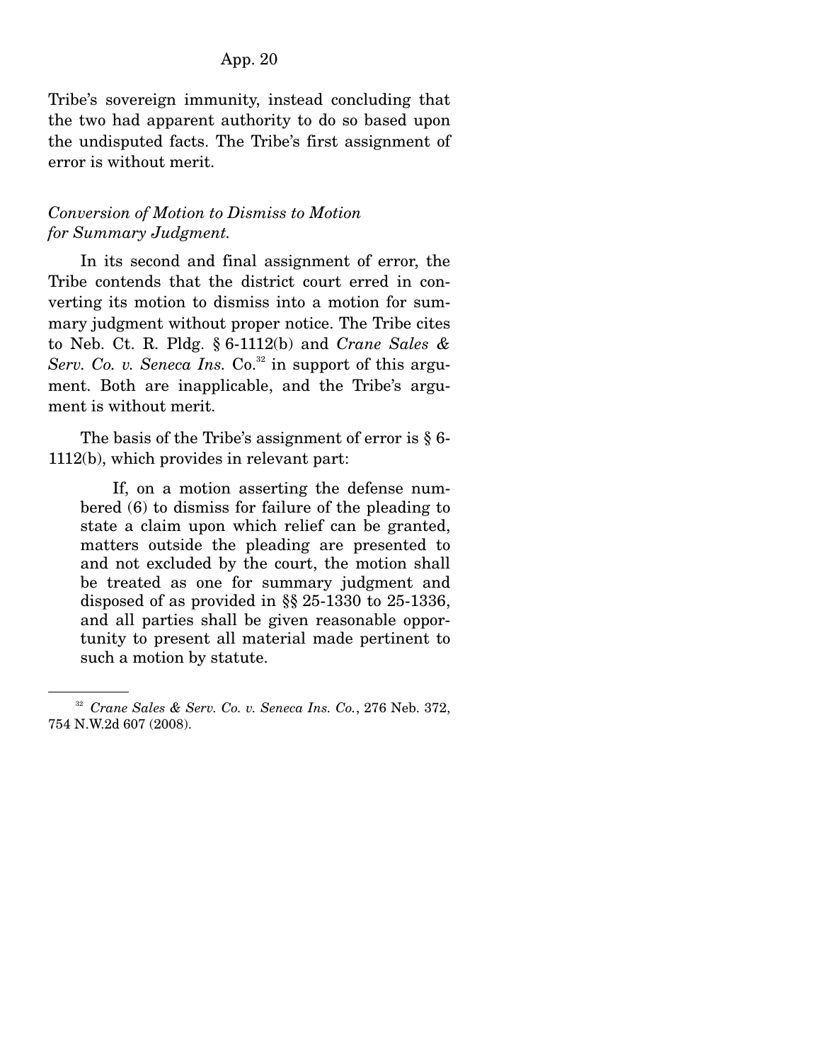Tribe's sovereign immunity, instead concluding that the two had apparent authority to do so based upon the undisputed facts. The Tribe's first assignment of error is without merit.

*Conversion of Motion to Dismiss to Motion for Summary Judgment.*

In its second and final assignment of error, the Tribe contends that the district court erred in converting its motion to dismiss into a motion for summary judgment without proper notice. The Tribe cites to Neb. Ct. R. Pldg. § 6-1112(b) and *Crane Sales & Serv. Co. v. Seneca Ins.* Co.[32] in support of this argument. Both are inapplicable, and the Tribe's argument is without merit.

The basis of the Tribe's assignment of error is § 6-1112(b), which provides in relevant part:

> If, on a motion asserting the defense numbered (6) to dismiss for failure of the pleading to state a claim upon which relief can be granted, matters outside the pleading are presented to and not excluded by the court, the motion shall be treated as one for summary judgment and disposed of as provided in §§ 25-1330 to 25-1336, and all parties shall be given reasonable opportunity to present all material made pertinent to such a motion by statute.

---

[32] *Crane Sales & Serv. Co. v. Seneca Ins. Co.*, 276 Neb. 372, 754 N.W.2d 607 (2008).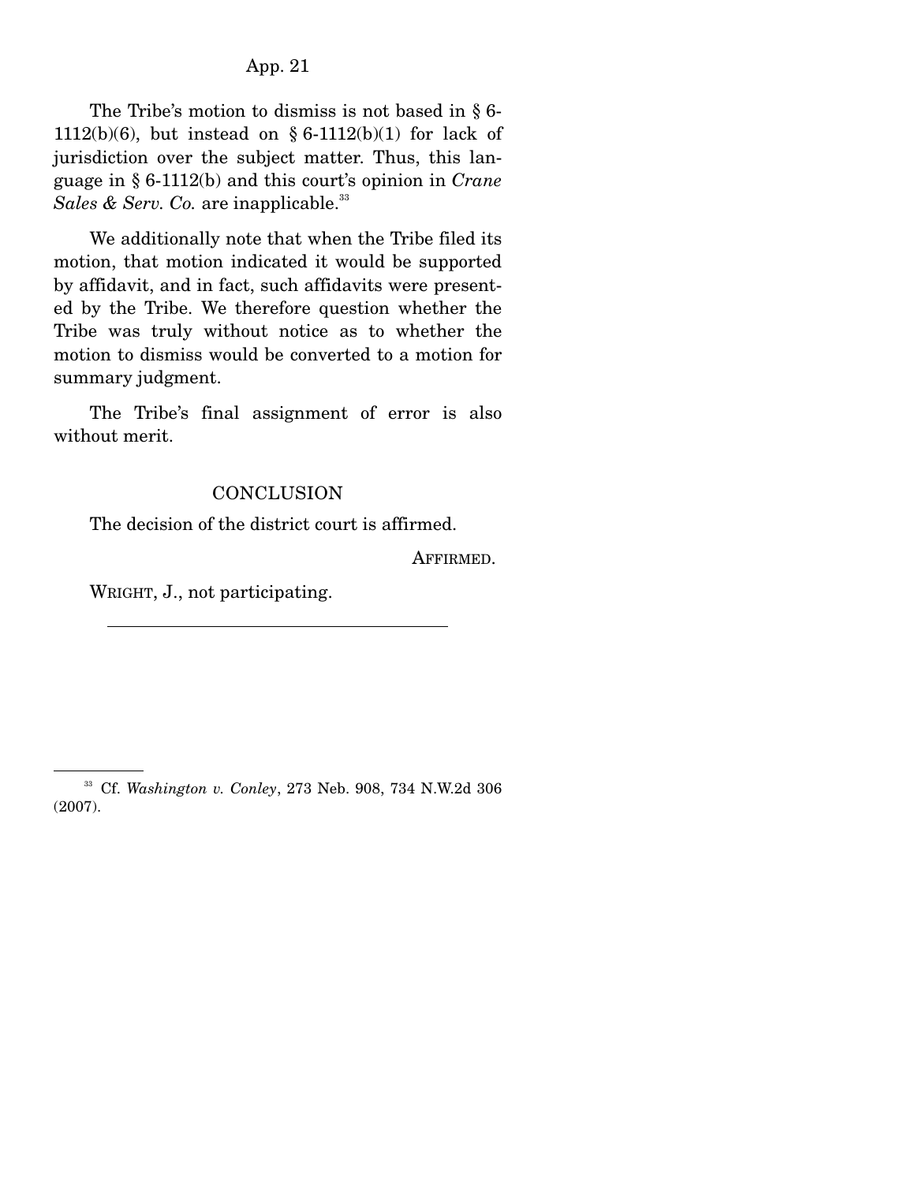The Tribe's motion to dismiss is not based in § 6-1112(b)(6), but instead on § 6-1112(b)(1) for lack of jurisdiction over the subject matter. Thus, this language in § 6-1112(b) and this court's opinion in *Crane Sales & Serv. Co.* are inapplicable.[33]

We additionally note that when the Tribe filed its motion, that motion indicated it would be supported by affidavit, and in fact, such affidavits were presented by the Tribe. We therefore question whether the Tribe was truly without notice as to whether the motion to dismiss would be converted to a motion for summary judgment.

The Tribe's final assignment of error is also without merit.

## CONCLUSION

The decision of the district court is affirmed.

AFFIRMED.

WRIGHT, J., not participating.

---

[33] Cf. *Washington v. Conley*, 273 Neb. 908, 734 N.W.2d 306 (2007).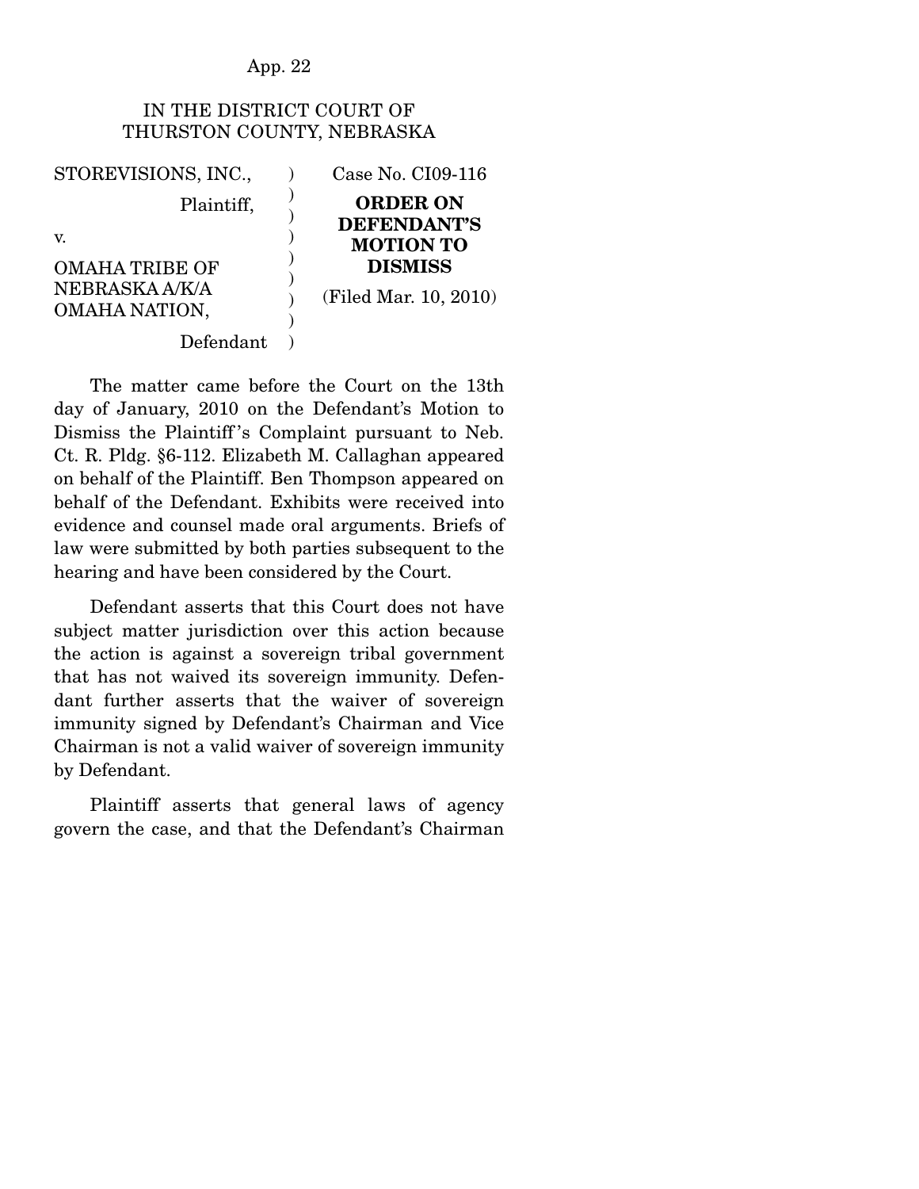IN THE DISTRICT COURT OF
THURSTON COUNTY, NEBRASKA

| | | |
|---|---|---|
| STOREVISIONS, INC., Plaintiff, | ) | Case No. CI09-116 |
| v. | ) | **ORDER ON DEFENDANT'S MOTION TO DISMISS** |
| OMAHA TRIBE OF NEBRASKA A/K/A OMAHA NATION, Defendant | ) | (Filed Mar. 10, 2010) |

The matter came before the Court on the 13th day of January, 2010 on the Defendant's Motion to Dismiss the Plaintiff's Complaint pursuant to Neb. Ct. R. Pldg. §6-112. Elizabeth M. Callaghan appeared on behalf of the Plaintiff. Ben Thompson appeared on behalf of the Defendant. Exhibits were received into evidence and counsel made oral arguments. Briefs of law were submitted by both parties subsequent to the hearing and have been considered by the Court.

Defendant asserts that this Court does not have subject matter jurisdiction over this action because the action is against a sovereign tribal government that has not waived its sovereign immunity. Defendant further asserts that the waiver of sovereign immunity signed by Defendant's Chairman and Vice Chairman is not a valid waiver of sovereign immunity by Defendant.

Plaintiff asserts that general laws of agency govern the case, and that the Defendant's Chairman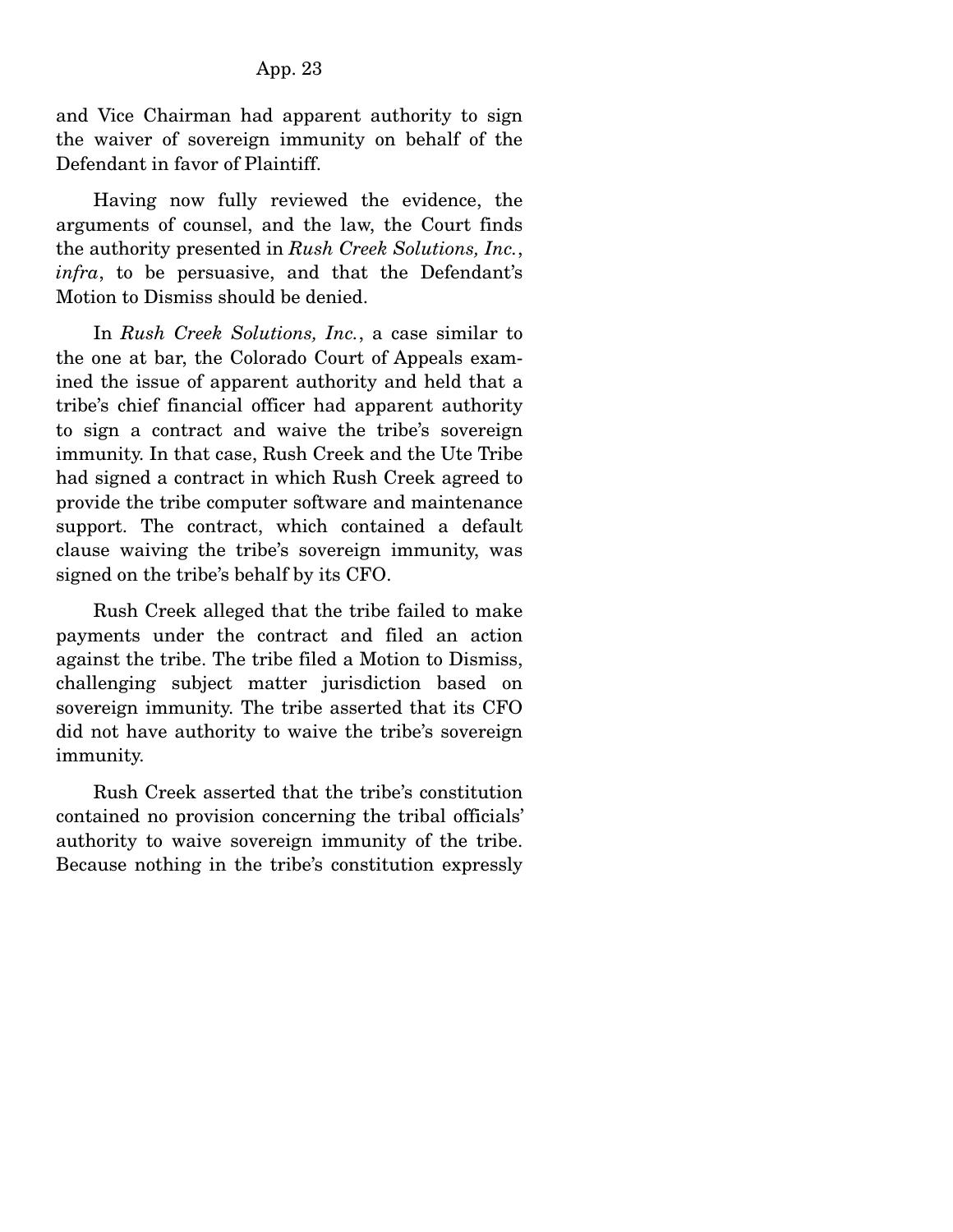and Vice Chairman had apparent authority to sign the waiver of sovereign immunity on behalf of the Defendant in favor of Plaintiff.

Having now fully reviewed the evidence, the arguments of counsel, and the law, the Court finds the authority presented in *Rush Creek Solutions, Inc.*, *infra*, to be persuasive, and that the Defendant's Motion to Dismiss should be denied.

In *Rush Creek Solutions, Inc.*, a case similar to the one at bar, the Colorado Court of Appeals examined the issue of apparent authority and held that a tribe's chief financial officer had apparent authority to sign a contract and waive the tribe's sovereign immunity. In that case, Rush Creek and the Ute Tribe had signed a contract in which Rush Creek agreed to provide the tribe computer software and maintenance support. The contract, which contained a default clause waiving the tribe's sovereign immunity, was signed on the tribe's behalf by its CFO.

Rush Creek alleged that the tribe failed to make payments under the contract and filed an action against the tribe. The tribe filed a Motion to Dismiss, challenging subject matter jurisdiction based on sovereign immunity. The tribe asserted that its CFO did not have authority to waive the tribe's sovereign immunity.

Rush Creek asserted that the tribe's constitution contained no provision concerning the tribal officials' authority to waive sovereign immunity of the tribe. Because nothing in the tribe's constitution expressly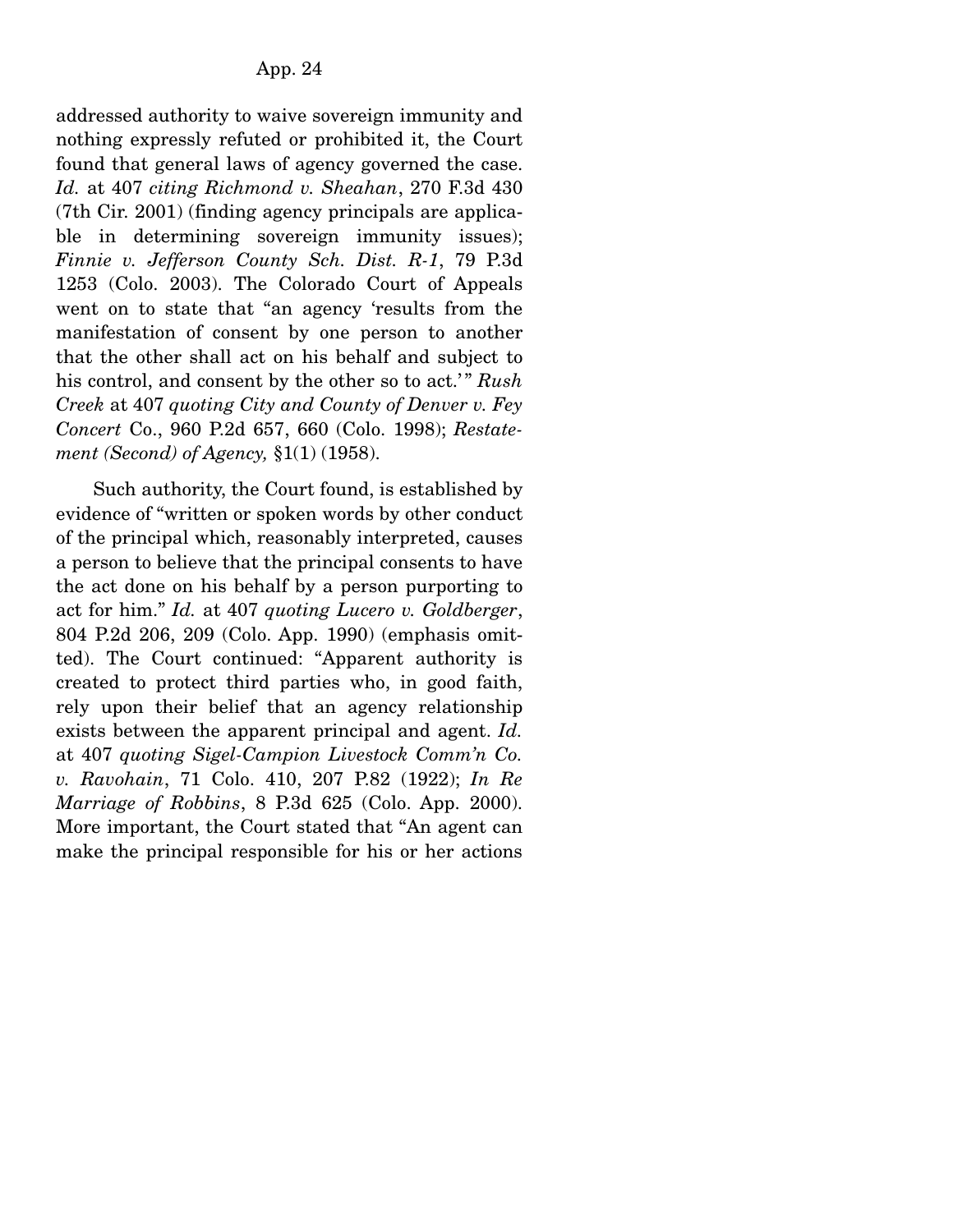addressed authority to waive sovereign immunity and nothing expressly refuted or prohibited it, the Court found that general laws of agency governed the case. *Id.* at 407 *citing Richmond v. Sheahan*, 270 F.3d 430 (7th Cir. 2001) (finding agency principals are applicable in determining sovereign immunity issues); *Finnie v. Jefferson County Sch. Dist. R-1*, 79 P.3d 1253 (Colo. 2003). The Colorado Court of Appeals went on to state that "an agency 'results from the manifestation of consent by one person to another that the other shall act on his behalf and subject to his control, and consent by the other so to act.'" *Rush Creek* at 407 *quoting City and County of Denver v. Fey Concert* Co., 960 P.2d 657, 660 (Colo. 1998); *Restatement (Second) of Agency,* §1(1) (1958).

Such authority, the Court found, is established by evidence of "written or spoken words by other conduct of the principal which, reasonably interpreted, causes a person to believe that the principal consents to have the act done on his behalf by a person purporting to act for him." *Id.* at 407 *quoting Lucero v. Goldberger*, 804 P.2d 206, 209 (Colo. App. 1990) (emphasis omitted). The Court continued: "Apparent authority is created to protect third parties who, in good faith, rely upon their belief that an agency relationship exists between the apparent principal and agent. *Id.* at 407 *quoting Sigel-Campion Livestock Comm'n Co. v. Ravohain*, 71 Colo. 410, 207 P.82 (1922); *In Re Marriage of Robbins*, 8 P.3d 625 (Colo. App. 2000). More important, the Court stated that "An agent can make the principal responsible for his or her actions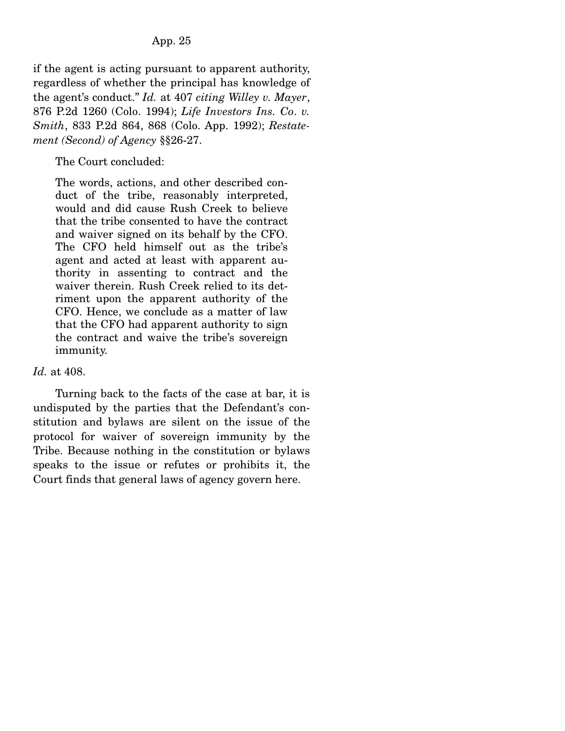if the agent is acting pursuant to apparent authority, regardless of whether the principal has knowledge of the agent's conduct." *Id.* at 407 *citing Willey v. Mayer*, 876 P.2d 1260 (Colo. 1994); *Life Investors Ins. Co. v. Smith*, 833 P.2d 864, 868 (Colo. App. 1992); *Restatement (Second) of Agency* §§26-27.

The Court concluded:

> The words, actions, and other described conduct of the tribe, reasonably interpreted, would and did cause Rush Creek to believe that the tribe consented to have the contract and waiver signed on its behalf by the CFO. The CFO held himself out as the tribe's agent and acted at least with apparent authority in assenting to contract and the waiver therein. Rush Creek relied to its detriment upon the apparent authority of the CFO. Hence, we conclude as a matter of law that the CFO had apparent authority to sign the contract and waive the tribe's sovereign immunity.

*Id.* at 408.

Turning back to the facts of the case at bar, it is undisputed by the parties that the Defendant's constitution and bylaws are silent on the issue of the protocol for waiver of sovereign immunity by the Tribe. Because nothing in the constitution or bylaws speaks to the issue or refutes or prohibits it, the Court finds that general laws of agency govern here.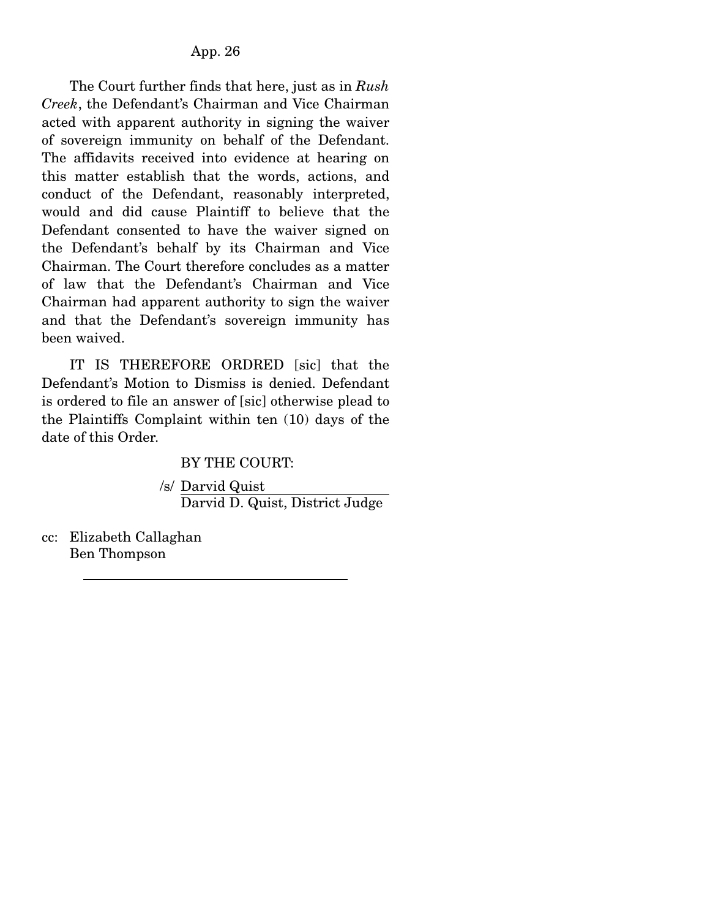The Court further finds that here, just as in *Rush Creek*, the Defendant's Chairman and Vice Chairman acted with apparent authority in signing the waiver of sovereign immunity on behalf of the Defendant. The affidavits received into evidence at hearing on this matter establish that the words, actions, and conduct of the Defendant, reasonably interpreted, would and did cause Plaintiff to believe that the Defendant consented to have the waiver signed on the Defendant's behalf by its Chairman and Vice Chairman. The Court therefore concludes as a matter of law that the Defendant's Chairman and Vice Chairman had apparent authority to sign the waiver and that the Defendant's sovereign immunity has been waived.

IT IS THEREFORE ORDRED [sic] that the Defendant's Motion to Dismiss is denied. Defendant is ordered to file an answer of [sic] otherwise plead to the Plaintiffs Complaint within ten (10) days of the date of this Order.

BY THE COURT:

/s/ Darvid Quist
Darvid D. Quist, District Judge

cc: Elizabeth Callaghan
Ben Thompson